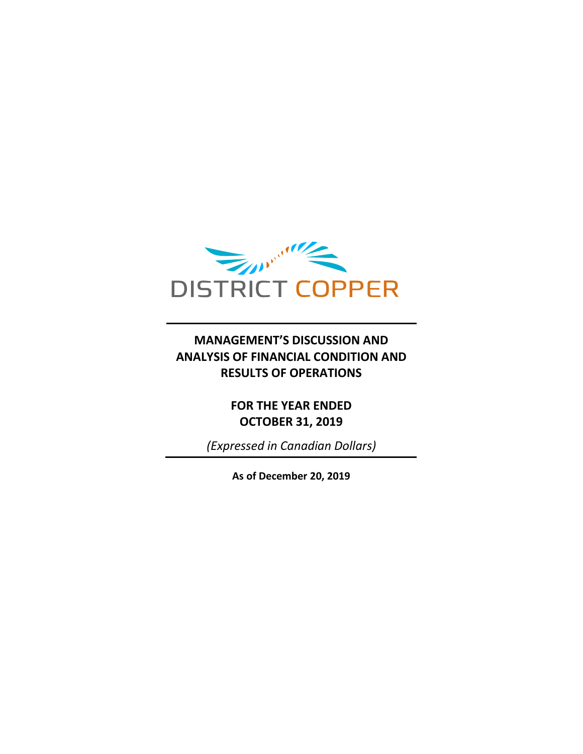DISTRICT COPPER

# MANAGEMENT'S DISCUSSION AND ANALYSIS OF FINANCIAL CONDITION AND RESULTS OF OPERATIONS

## FOR THE YEAR ENDED OCTOBER 31, 2019

*(Expressed in Canadian Dollars)*

**As of December 20, 2019**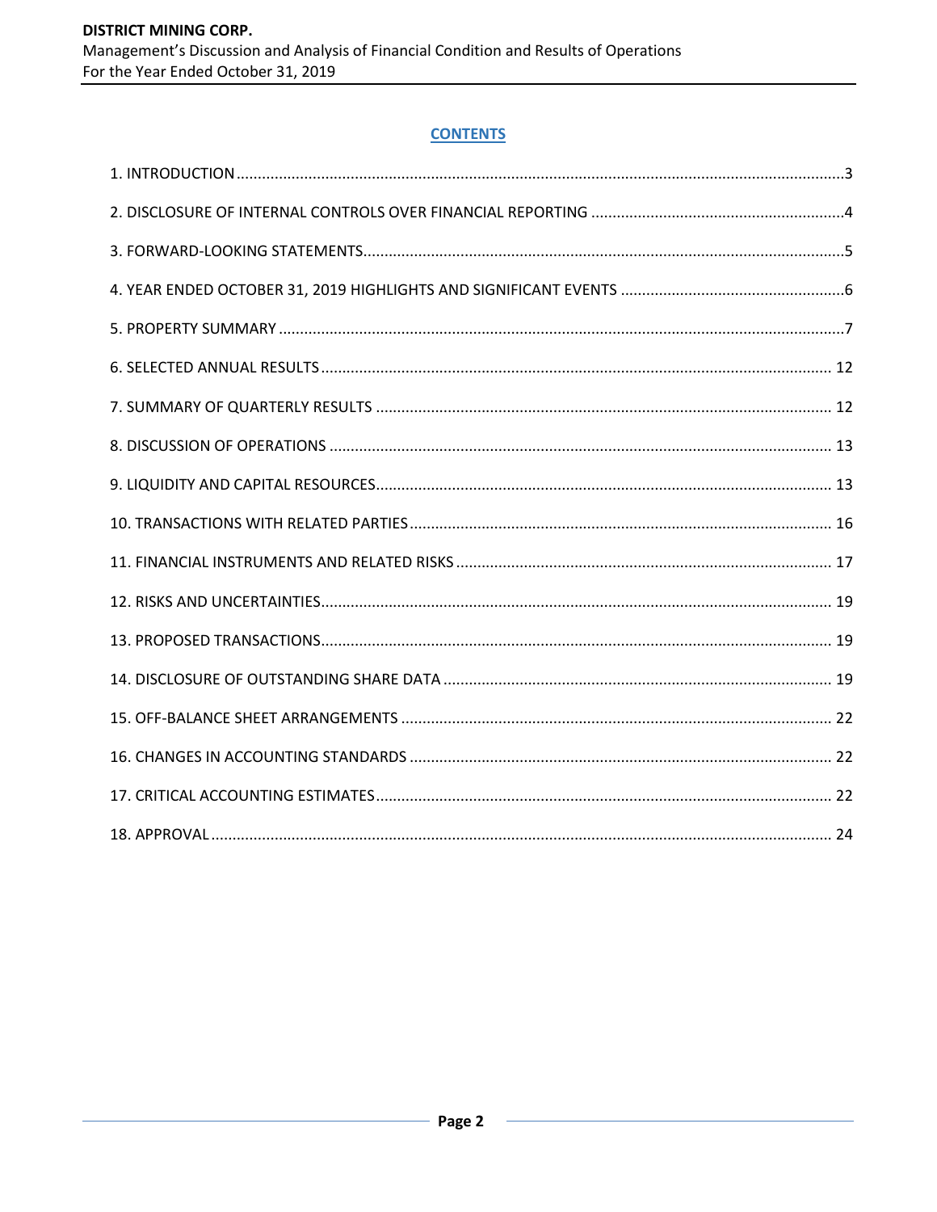## CONTENTS

1. INTRODUCTION ..... 3
2. DISCLOSURE OF INTERNAL CONTROLS OVER FINANCIAL REPORTING ..... 4
3. FORWARD-LOOKING STATEMENTS ..... 5
4. YEAR ENDED OCTOBER 31, 2019 HIGHLIGHTS AND SIGNIFICANT EVENTS ..... 6
5. PROPERTY SUMMARY ..... 7
6. SELECTED ANNUAL RESULTS ..... 12
7. SUMMARY OF QUARTERLY RESULTS ..... 12
8. DISCUSSION OF OPERATIONS ..... 13
9. LIQUIDITY AND CAPITAL RESOURCES ..... 13
10. TRANSACTIONS WITH RELATED PARTIES ..... 16
11. FINANCIAL INSTRUMENTS AND RELATED RISKS ..... 17
12. RISKS AND UNCERTAINTIES ..... 19
13. PROPOSED TRANSACTIONS ..... 19
14. DISCLOSURE OF OUTSTANDING SHARE DATA ..... 19
15. OFF-BALANCE SHEET ARRANGEMENTS ..... 22
16. CHANGES IN ACCOUNTING STANDARDS ..... 22
17. CRITICAL ACCOUNTING ESTIMATES ..... 22
18. APPROVAL ..... 24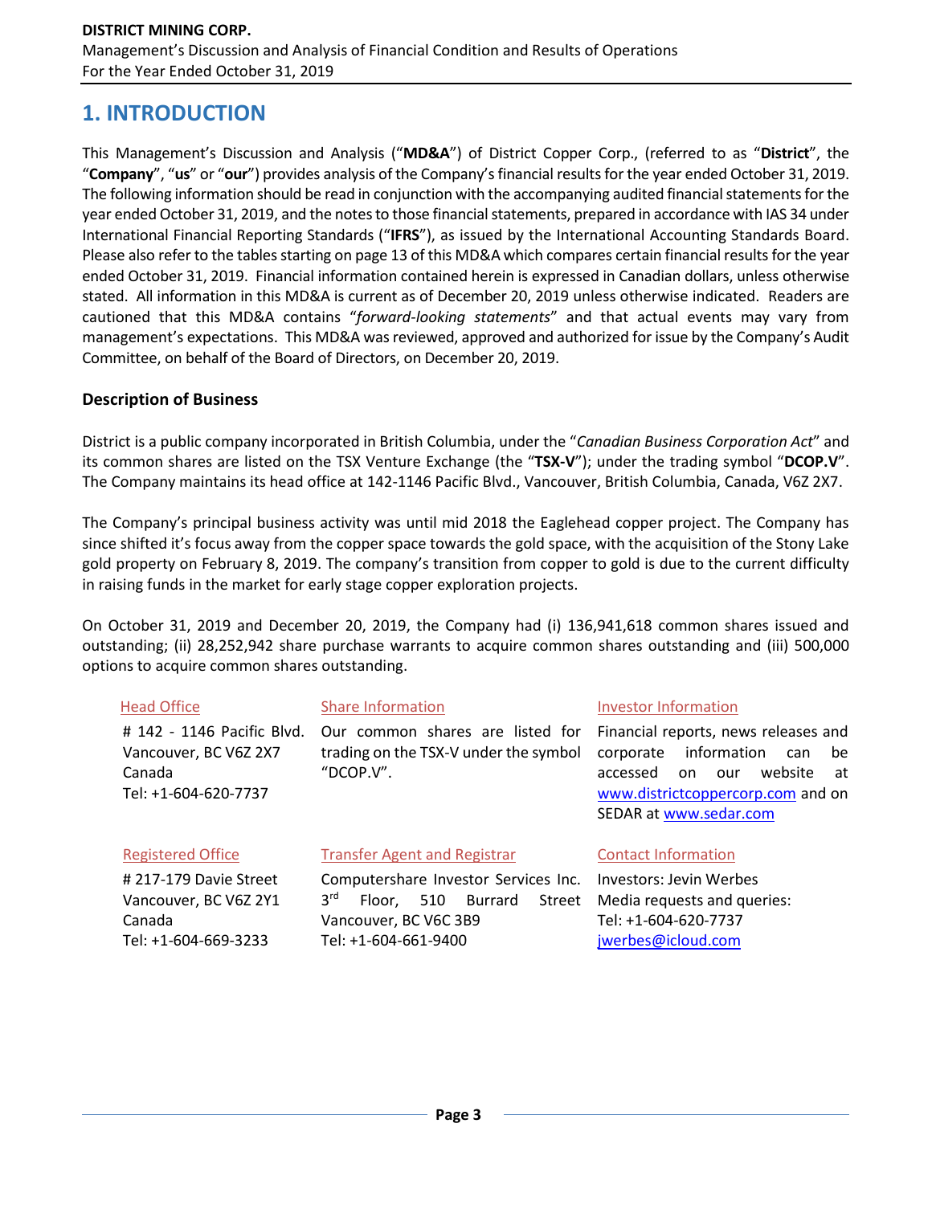# 1. INTRODUCTION

This Management's Discussion and Analysis ("**MD&A**") of District Copper Corp., (referred to as "**District**", the "**Company**", "**us**" or "**our**") provides analysis of the Company's financial results for the year ended October 31, 2019. The following information should be read in conjunction with the accompanying audited financial statements for the year ended October 31, 2019, and the notes to those financial statements, prepared in accordance with IAS 34 under International Financial Reporting Standards ("**IFRS**"), as issued by the International Accounting Standards Board. Please also refer to the tables starting on page 13 of this MD&A which compares certain financial results for the year ended October 31, 2019. Financial information contained herein is expressed in Canadian dollars, unless otherwise stated. All information in this MD&A is current as of December 20, 2019 unless otherwise indicated. Readers are cautioned that this MD&A contains "*forward-looking statements*" and that actual events may vary from management's expectations. This MD&A was reviewed, approved and authorized for issue by the Company's Audit Committee, on behalf of the Board of Directors, on December 20, 2019.

### Description of Business

District is a public company incorporated in British Columbia, under the "*Canadian Business Corporation Act*" and its common shares are listed on the TSX Venture Exchange (the "**TSX-V**"); under the trading symbol "**DCOP.V**". The Company maintains its head office at 142-1146 Pacific Blvd., Vancouver, British Columbia, Canada, V6Z 2X7.

The Company's principal business activity was until mid 2018 the Eaglehead copper project. The Company has since shifted it's focus away from the copper space towards the gold space, with the acquisition of the Stony Lake gold property on February 8, 2019. The company's transition from copper to gold is due to the current difficulty in raising funds in the market for early stage copper exploration projects.

On October 31, 2019 and December 20, 2019, the Company had (i) 136,941,618 common shares issued and outstanding; (ii) 28,252,942 share purchase warrants to acquire common shares outstanding and (iii) 500,000 options to acquire common shares outstanding.

**Head Office**

# 142 - 1146 Pacific Blvd.
Vancouver, BC V6Z 2X7
Canada
Tel: +1-604-620-7737

**Share Information**

Our common shares are listed for trading on the TSX-V under the symbol "DCOP.V".

**Investor Information**

Financial reports, news releases and corporate information can be accessed on our website at www.districtcoppercorp.com and on SEDAR at www.sedar.com

**Registered Office**

# 217-179 Davie Street
Vancouver, BC V6Z 2Y1
Canada
Tel: +1-604-669-3233

**Transfer Agent and Registrar**

Computershare Investor Services Inc.
3rd Floor, 510 Burrard Street
Vancouver, BC V6C 3B9
Tel: +1-604-661-9400

**Contact Information**

Investors: Jevin Werbes
Media requests and queries:
Tel: +1-604-620-7737
jwerbes@icloud.com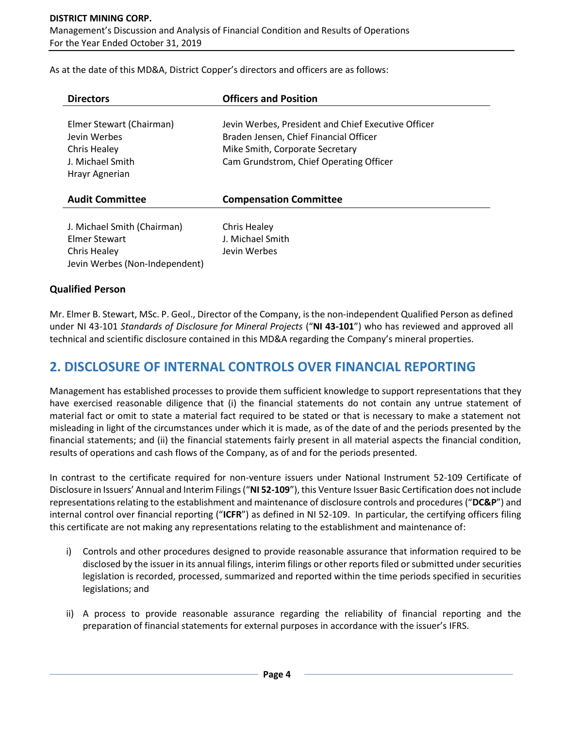As at the date of this MD&A, District Copper's directors and officers are as follows:

| Directors | Officers and Position |
| --- | --- |
| Elmer Stewart (Chairman) | Jevin Werbes, President and Chief Executive Officer |
| Jevin Werbes | Braden Jensen, Chief Financial Officer |
| Chris Healey | Mike Smith, Corporate Secretary |
| J. Michael Smith | Cam Grundstrom, Chief Operating Officer |
| Hrayr Agnerian | |

| Audit Committee | Compensation Committee |
| --- | --- |
| J. Michael Smith (Chairman) | Chris Healey |
| Elmer Stewart | J. Michael Smith |
| Chris Healey | Jevin Werbes |
| Jevin Werbes (Non-Independent) | |

### Qualified Person

Mr. Elmer B. Stewart, MSc. P. Geol., Director of the Company, is the non-independent Qualified Person as defined under NI 43-101 *Standards of Disclosure for Mineral Projects* ("**NI 43-101**") who has reviewed and approved all technical and scientific disclosure contained in this MD&A regarding the Company's mineral properties.

## 2. DISCLOSURE OF INTERNAL CONTROLS OVER FINANCIAL REPORTING

Management has established processes to provide them sufficient knowledge to support representations that they have exercised reasonable diligence that (i) the financial statements do not contain any untrue statement of material fact or omit to state a material fact required to be stated or that is necessary to make a statement not misleading in light of the circumstances under which it is made, as of the date of and the periods presented by the financial statements; and (ii) the financial statements fairly present in all material aspects the financial condition, results of operations and cash flows of the Company, as of and for the periods presented.

In contrast to the certificate required for non-venture issuers under National Instrument 52-109 Certificate of Disclosure in Issuers' Annual and Interim Filings ("**NI 52-109**"), this Venture Issuer Basic Certification does not include representations relating to the establishment and maintenance of disclosure controls and procedures ("**DC&P**") and internal control over financial reporting ("**ICFR**") as defined in NI 52-109. In particular, the certifying officers filing this certificate are not making any representations relating to the establishment and maintenance of:

i) Controls and other procedures designed to provide reasonable assurance that information required to be disclosed by the issuer in its annual filings, interim filings or other reports filed or submitted under securities legislation is recorded, processed, summarized and reported within the time periods specified in securities legislations; and

ii) A process to provide reasonable assurance regarding the reliability of financial reporting and the preparation of financial statements for external purposes in accordance with the issuer's IFRS.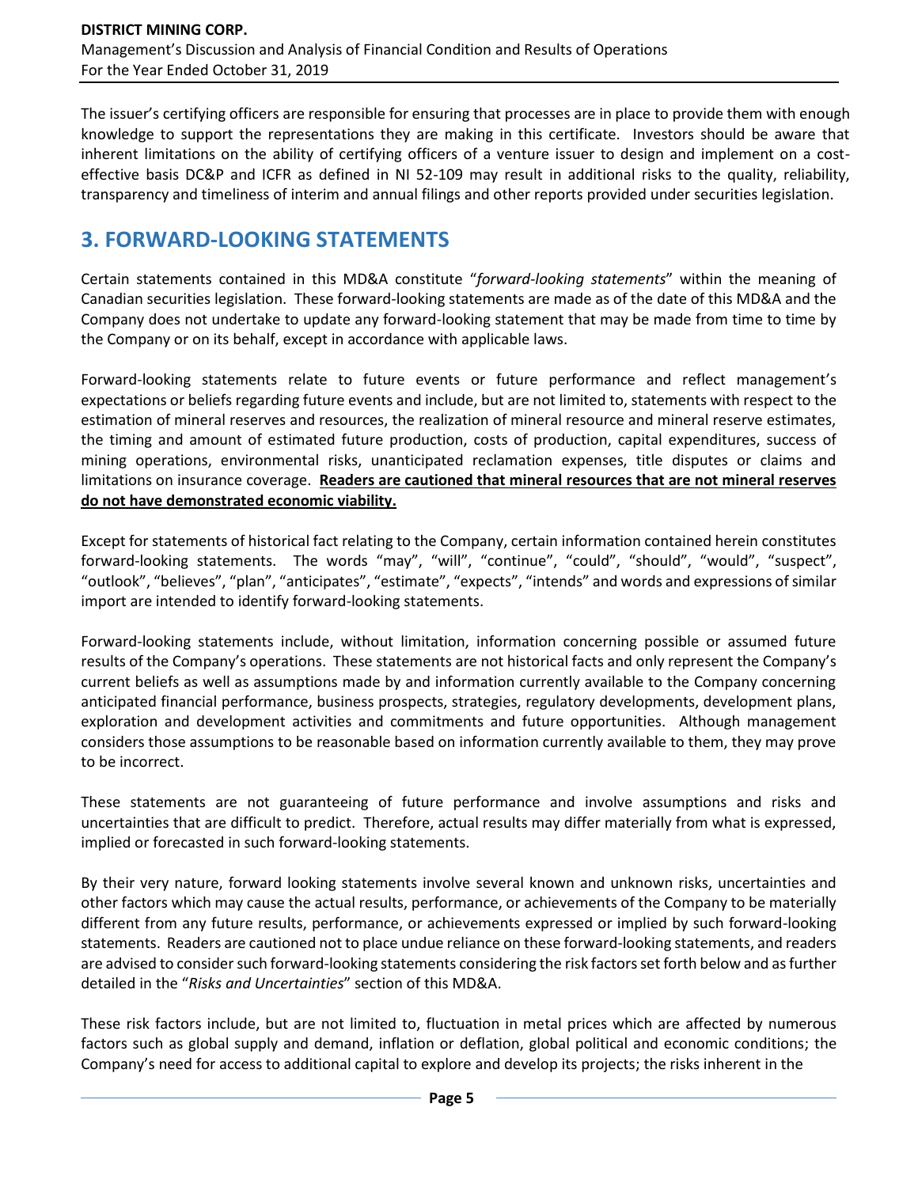The issuer's certifying officers are responsible for ensuring that processes are in place to provide them with enough knowledge to support the representations they are making in this certificate. Investors should be aware that inherent limitations on the ability of certifying officers of a venture issuer to design and implement on a cost-effective basis DC&P and ICFR as defined in NI 52-109 may result in additional risks to the quality, reliability, transparency and timeliness of interim and annual filings and other reports provided under securities legislation.

## 3. FORWARD-LOOKING STATEMENTS

Certain statements contained in this MD&A constitute "*forward-looking statements*" within the meaning of Canadian securities legislation. These forward-looking statements are made as of the date of this MD&A and the Company does not undertake to update any forward-looking statement that may be made from time to time by the Company or on its behalf, except in accordance with applicable laws.

Forward-looking statements relate to future events or future performance and reflect management's expectations or beliefs regarding future events and include, but are not limited to, statements with respect to the estimation of mineral reserves and resources, the realization of mineral resource and mineral reserve estimates, the timing and amount of estimated future production, costs of production, capital expenditures, success of mining operations, environmental risks, unanticipated reclamation expenses, title disputes or claims and limitations on insurance coverage. **<u>Readers are cautioned that mineral resources that are not mineral reserves do not have demonstrated economic viability.</u>**

Except for statements of historical fact relating to the Company, certain information contained herein constitutes forward-looking statements. The words "may", "will", "continue", "could", "should", "would", "suspect", "outlook", "believes", "plan", "anticipates", "estimate", "expects", "intends" and words and expressions of similar import are intended to identify forward-looking statements.

Forward-looking statements include, without limitation, information concerning possible or assumed future results of the Company's operations. These statements are not historical facts and only represent the Company's current beliefs as well as assumptions made by and information currently available to the Company concerning anticipated financial performance, business prospects, strategies, regulatory developments, development plans, exploration and development activities and commitments and future opportunities. Although management considers those assumptions to be reasonable based on information currently available to them, they may prove to be incorrect.

These statements are not guaranteeing of future performance and involve assumptions and risks and uncertainties that are difficult to predict. Therefore, actual results may differ materially from what is expressed, implied or forecasted in such forward-looking statements.

By their very nature, forward looking statements involve several known and unknown risks, uncertainties and other factors which may cause the actual results, performance, or achievements of the Company to be materially different from any future results, performance, or achievements expressed or implied by such forward-looking statements. Readers are cautioned not to place undue reliance on these forward-looking statements, and readers are advised to consider such forward-looking statements considering the risk factors set forth below and as further detailed in the "*Risks and Uncertainties*" section of this MD&A.

These risk factors include, but are not limited to, fluctuation in metal prices which are affected by numerous factors such as global supply and demand, inflation or deflation, global political and economic conditions; the Company's need for access to additional capital to explore and develop its projects; the risks inherent in the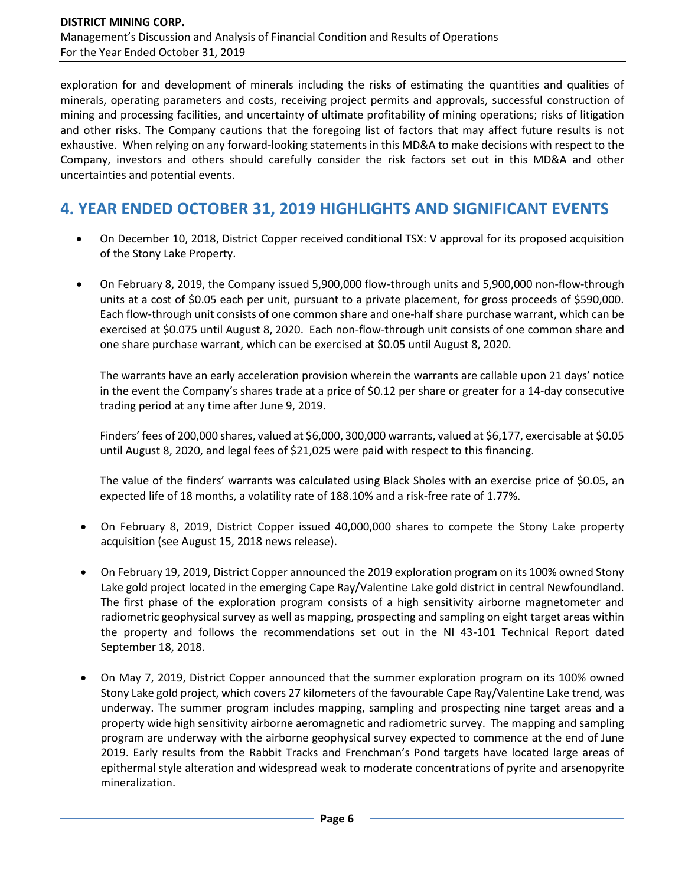exploration for and development of minerals including the risks of estimating the quantities and qualities of minerals, operating parameters and costs, receiving project permits and approvals, successful construction of mining and processing facilities, and uncertainty of ultimate profitability of mining operations; risks of litigation and other risks. The Company cautions that the foregoing list of factors that may affect future results is not exhaustive. When relying on any forward-looking statements in this MD&A to make decisions with respect to the Company, investors and others should carefully consider the risk factors set out in this MD&A and other uncertainties and potential events.

# 4. YEAR ENDED OCTOBER 31, 2019 HIGHLIGHTS AND SIGNIFICANT EVENTS

- On December 10, 2018, District Copper received conditional TSX: V approval for its proposed acquisition of the Stony Lake Property.

- On February 8, 2019, the Company issued 5,900,000 flow-through units and 5,900,000 non-flow-through units at a cost of $0.05 each per unit, pursuant to a private placement, for gross proceeds of $590,000. Each flow-through unit consists of one common share and one-half share purchase warrant, which can be exercised at $0.075 until August 8, 2020. Each non-flow-through unit consists of one common share and one share purchase warrant, which can be exercised at $0.05 until August 8, 2020.

  The warrants have an early acceleration provision wherein the warrants are callable upon 21 days' notice in the event the Company's shares trade at a price of $0.12 per share or greater for a 14-day consecutive trading period at any time after June 9, 2019.

  Finders' fees of 200,000 shares, valued at $6,000, 300,000 warrants, valued at $6,177, exercisable at $0.05 until August 8, 2020, and legal fees of $21,025 were paid with respect to this financing.

  The value of the finders' warrants was calculated using Black Sholes with an exercise price of $0.05, an expected life of 18 months, a volatility rate of 188.10% and a risk-free rate of 1.77%.

- On February 8, 2019, District Copper issued 40,000,000 shares to compete the Stony Lake property acquisition (see August 15, 2018 news release).

- On February 19, 2019, District Copper announced the 2019 exploration program on its 100% owned Stony Lake gold project located in the emerging Cape Ray/Valentine Lake gold district in central Newfoundland. The first phase of the exploration program consists of a high sensitivity airborne magnetometer and radiometric geophysical survey as well as mapping, prospecting and sampling on eight target areas within the property and follows the recommendations set out in the NI 43-101 Technical Report dated September 18, 2018.

- On May 7, 2019, District Copper announced that the summer exploration program on its 100% owned Stony Lake gold project, which covers 27 kilometers of the favourable Cape Ray/Valentine Lake trend, was underway. The summer program includes mapping, sampling and prospecting nine target areas and a property wide high sensitivity airborne aeromagnetic and radiometric survey. The mapping and sampling program are underway with the airborne geophysical survey expected to commence at the end of June 2019. Early results from the Rabbit Tracks and Frenchman's Pond targets have located large areas of epithermal style alteration and widespread weak to moderate concentrations of pyrite and arsenopyrite mineralization.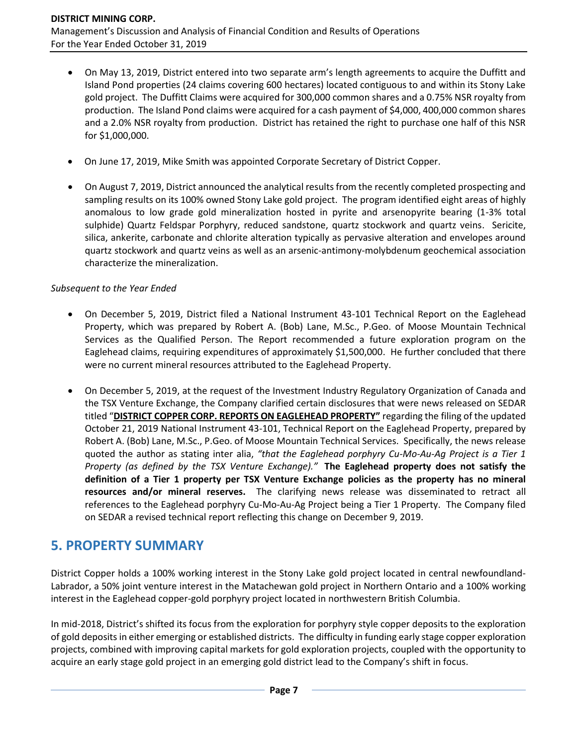- On May 13, 2019, District entered into two separate arm's length agreements to acquire the Duffitt and Island Pond properties (24 claims covering 600 hectares) located contiguous to and within its Stony Lake gold project. The Duffitt Claims were acquired for 300,000 common shares and a 0.75% NSR royalty from production. The Island Pond claims were acquired for a cash payment of $4,000, 400,000 common shares and a 2.0% NSR royalty from production. District has retained the right to purchase one half of this NSR for $1,000,000.

- On June 17, 2019, Mike Smith was appointed Corporate Secretary of District Copper.

- On August 7, 2019, District announced the analytical results from the recently completed prospecting and sampling results on its 100% owned Stony Lake gold project. The program identified eight areas of highly anomalous to low grade gold mineralization hosted in pyrite and arsenopyrite bearing (1-3% total sulphide) Quartz Feldspar Porphyry, reduced sandstone, quartz stockwork and quartz veins. Sericite, silica, ankerite, carbonate and chlorite alteration typically as pervasive alteration and envelopes around quartz stockwork and quartz veins as well as an arsenic-antimony-molybdenum geochemical association characterize the mineralization.

*Subsequent to the Year Ended*

- On December 5, 2019, District filed a National Instrument 43-101 Technical Report on the Eaglehead Property, which was prepared by Robert A. (Bob) Lane, M.Sc., P.Geo. of Moose Mountain Technical Services as the Qualified Person. The Report recommended a future exploration program on the Eaglehead claims, requiring expenditures of approximately $1,500,000. He further concluded that there were no current mineral resources attributed to the Eaglehead Property.

- On December 5, 2019, at the request of the Investment Industry Regulatory Organization of Canada and the TSX Venture Exchange, the Company clarified certain disclosures that were news released on SEDAR titled "**DISTRICT COPPER CORP. REPORTS ON EAGLEHEAD PROPERTY"** regarding the filing of the updated October 21, 2019 National Instrument 43-101, Technical Report on the Eaglehead Property, prepared by Robert A. (Bob) Lane, M.Sc., P.Geo. of Moose Mountain Technical Services. Specifically, the news release quoted the author as stating inter alia, *"that the Eaglehead porphyry Cu-Mo-Au-Ag Project is a Tier 1 Property (as defined by the TSX Venture Exchange)."* **The Eaglehead property does not satisfy the definition of a Tier 1 property per TSX Venture Exchange policies as the property has no mineral resources and/or mineral reserves.** The clarifying news release was disseminated to retract all references to the Eaglehead porphyry Cu-Mo-Au-Ag Project being a Tier 1 Property. The Company filed on SEDAR a revised technical report reflecting this change on December 9, 2019.

# 5. PROPERTY SUMMARY

District Copper holds a 100% working interest in the Stony Lake gold project located in central newfoundland-Labrador, a 50% joint venture interest in the Matachewan gold project in Northern Ontario and a 100% working interest in the Eaglehead copper-gold porphyry project located in northwestern British Columbia.

In mid-2018, District's shifted its focus from the exploration for porphyry style copper deposits to the exploration of gold deposits in either emerging or established districts. The difficulty in funding early stage copper exploration projects, combined with improving capital markets for gold exploration projects, coupled with the opportunity to acquire an early stage gold project in an emerging gold district lead to the Company's shift in focus.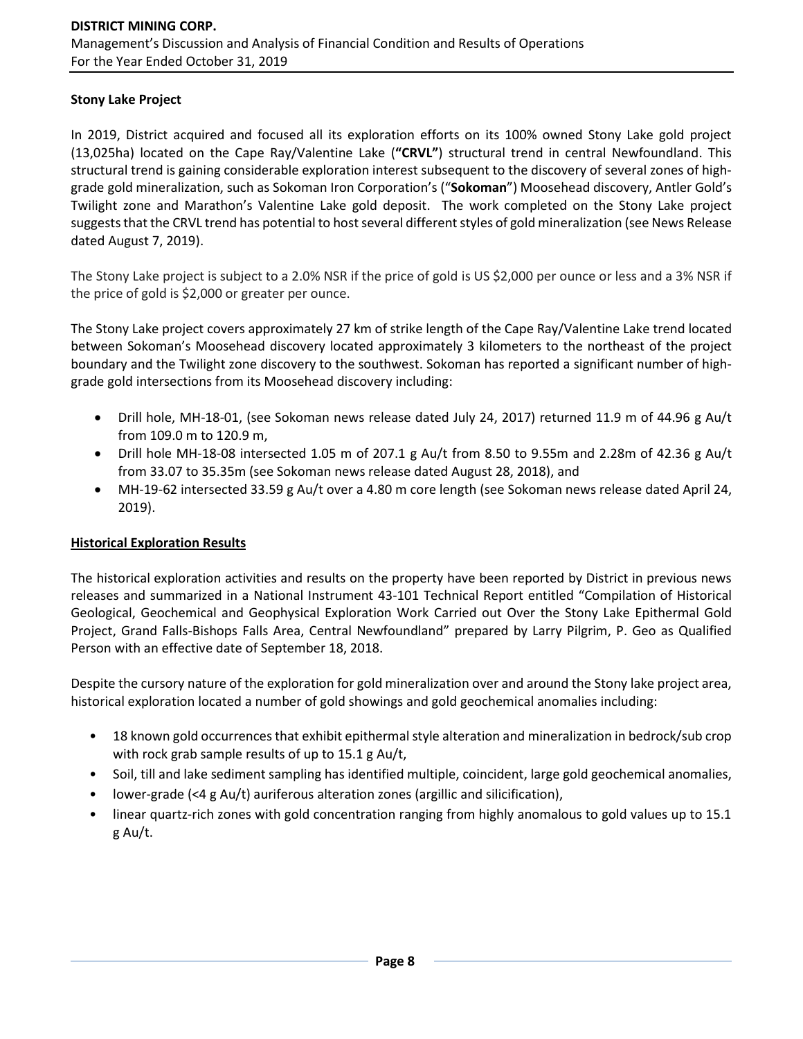### Stony Lake Project

In 2019, District acquired and focused all its exploration efforts on its 100% owned Stony Lake gold project (13,025ha) located on the Cape Ray/Valentine Lake (**"CRVL"**) structural trend in central Newfoundland. This structural trend is gaining considerable exploration interest subsequent to the discovery of several zones of high-grade gold mineralization, such as Sokoman Iron Corporation's ("**Sokoman**") Moosehead discovery, Antler Gold's Twilight zone and Marathon's Valentine Lake gold deposit. The work completed on the Stony Lake project suggests that the CRVL trend has potential to host several different styles of gold mineralization (see News Release dated August 7, 2019).

The Stony Lake project is subject to a 2.0% NSR if the price of gold is US $2,000 per ounce or less and a 3% NSR if the price of gold is $2,000 or greater per ounce.

The Stony Lake project covers approximately 27 km of strike length of the Cape Ray/Valentine Lake trend located between Sokoman's Moosehead discovery located approximately 3 kilometers to the northeast of the project boundary and the Twilight zone discovery to the southwest. Sokoman has reported a significant number of high-grade gold intersections from its Moosehead discovery including:

- Drill hole, MH-18-01, (see Sokoman news release dated July 24, 2017) returned 11.9 m of 44.96 g Au/t from 109.0 m to 120.9 m,
- Drill hole MH-18-08 intersected 1.05 m of 207.1 g Au/t from 8.50 to 9.55m and 2.28m of 42.36 g Au/t from 33.07 to 35.35m (see Sokoman news release dated August 28, 2018), and
- MH-19-62 intersected 33.59 g Au/t over a 4.80 m core length (see Sokoman news release dated April 24, 2019).

### Historical Exploration Results

The historical exploration activities and results on the property have been reported by District in previous news releases and summarized in a National Instrument 43-101 Technical Report entitled "Compilation of Historical Geological, Geochemical and Geophysical Exploration Work Carried out Over the Stony Lake Epithermal Gold Project, Grand Falls-Bishops Falls Area, Central Newfoundland" prepared by Larry Pilgrim, P. Geo as Qualified Person with an effective date of September 18, 2018.

Despite the cursory nature of the exploration for gold mineralization over and around the Stony lake project area, historical exploration located a number of gold showings and gold geochemical anomalies including:

- 18 known gold occurrences that exhibit epithermal style alteration and mineralization in bedrock/sub crop with rock grab sample results of up to 15.1 g Au/t,
- Soil, till and lake sediment sampling has identified multiple, coincident, large gold geochemical anomalies,
- lower-grade (<4 g Au/t) auriferous alteration zones (argillic and silicification),
- linear quartz-rich zones with gold concentration ranging from highly anomalous to gold values up to 15.1 g Au/t.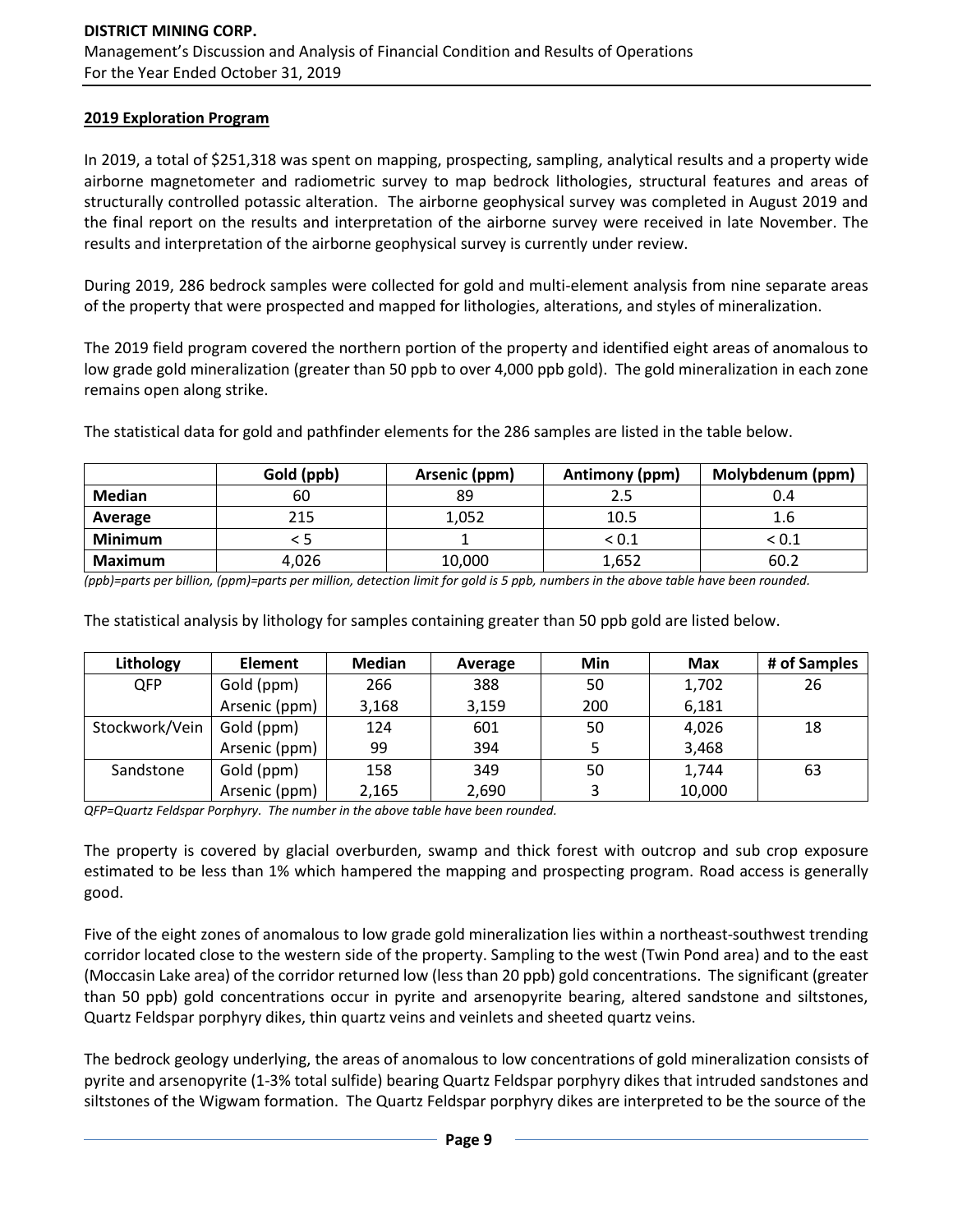## 2019 Exploration Program

In 2019, a total of $251,318 was spent on mapping, prospecting, sampling, analytical results and a property wide airborne magnetometer and radiometric survey to map bedrock lithologies, structural features and areas of structurally controlled potassic alteration. The airborne geophysical survey was completed in August 2019 and the final report on the results and interpretation of the airborne survey were received in late November. The results and interpretation of the airborne geophysical survey is currently under review.

During 2019, 286 bedrock samples were collected for gold and multi-element analysis from nine separate areas of the property that were prospected and mapped for lithologies, alterations, and styles of mineralization.

The 2019 field program covered the northern portion of the property and identified eight areas of anomalous to low grade gold mineralization (greater than 50 ppb to over 4,000 ppb gold). The gold mineralization in each zone remains open along strike.

The statistical data for gold and pathfinder elements for the 286 samples are listed in the table below.

| | Gold (ppb) | Arsenic (ppm) | Antimony (ppm) | Molybdenum (ppm) |
|---|---|---|---|---|
| **Median** | 60 | 89 | 2.5 | 0.4 |
| **Average** | 215 | 1,052 | 10.5 | 1.6 |
| **Minimum** | < 5 | 1 | < 0.1 | < 0.1 |
| **Maximum** | 4,026 | 10,000 | 1,652 | 60.2 |

*(ppb)=parts per billion, (ppm)=parts per million, detection limit for gold is 5 ppb, numbers in the above table have been rounded.*

The statistical analysis by lithology for samples containing greater than 50 ppb gold are listed below.

| Lithology | Element | Median | Average | Min | Max | # of Samples |
|---|---|---|---|---|---|---|
| QFP | Gold (ppm) | 266 | 388 | 50 | 1,702 | 26 |
| | Arsenic (ppm) | 3,168 | 3,159 | 200 | 6,181 | |
| Stockwork/Vein | Gold (ppm) | 124 | 601 | 50 | 4,026 | 18 |
| | Arsenic (ppm) | 99 | 394 | 5 | 3,468 | |
| Sandstone | Gold (ppm) | 158 | 349 | 50 | 1,744 | 63 |
| | Arsenic (ppm) | 2,165 | 2,690 | 3 | 10,000 | |

*QFP=Quartz Feldspar Porphyry. The number in the above table have been rounded.*

The property is covered by glacial overburden, swamp and thick forest with outcrop and sub crop exposure estimated to be less than 1% which hampered the mapping and prospecting program. Road access is generally good.

Five of the eight zones of anomalous to low grade gold mineralization lies within a northeast-southwest trending corridor located close to the western side of the property. Sampling to the west (Twin Pond area) and to the east (Moccasin Lake area) of the corridor returned low (less than 20 ppb) gold concentrations. The significant (greater than 50 ppb) gold concentrations occur in pyrite and arsenopyrite bearing, altered sandstone and siltstones, Quartz Feldspar porphyry dikes, thin quartz veins and veinlets and sheeted quartz veins.

The bedrock geology underlying, the areas of anomalous to low concentrations of gold mineralization consists of pyrite and arsenopyrite (1-3% total sulfide) bearing Quartz Feldspar porphyry dikes that intruded sandstones and siltstones of the Wigwam formation. The Quartz Feldspar porphyry dikes are interpreted to be the source of the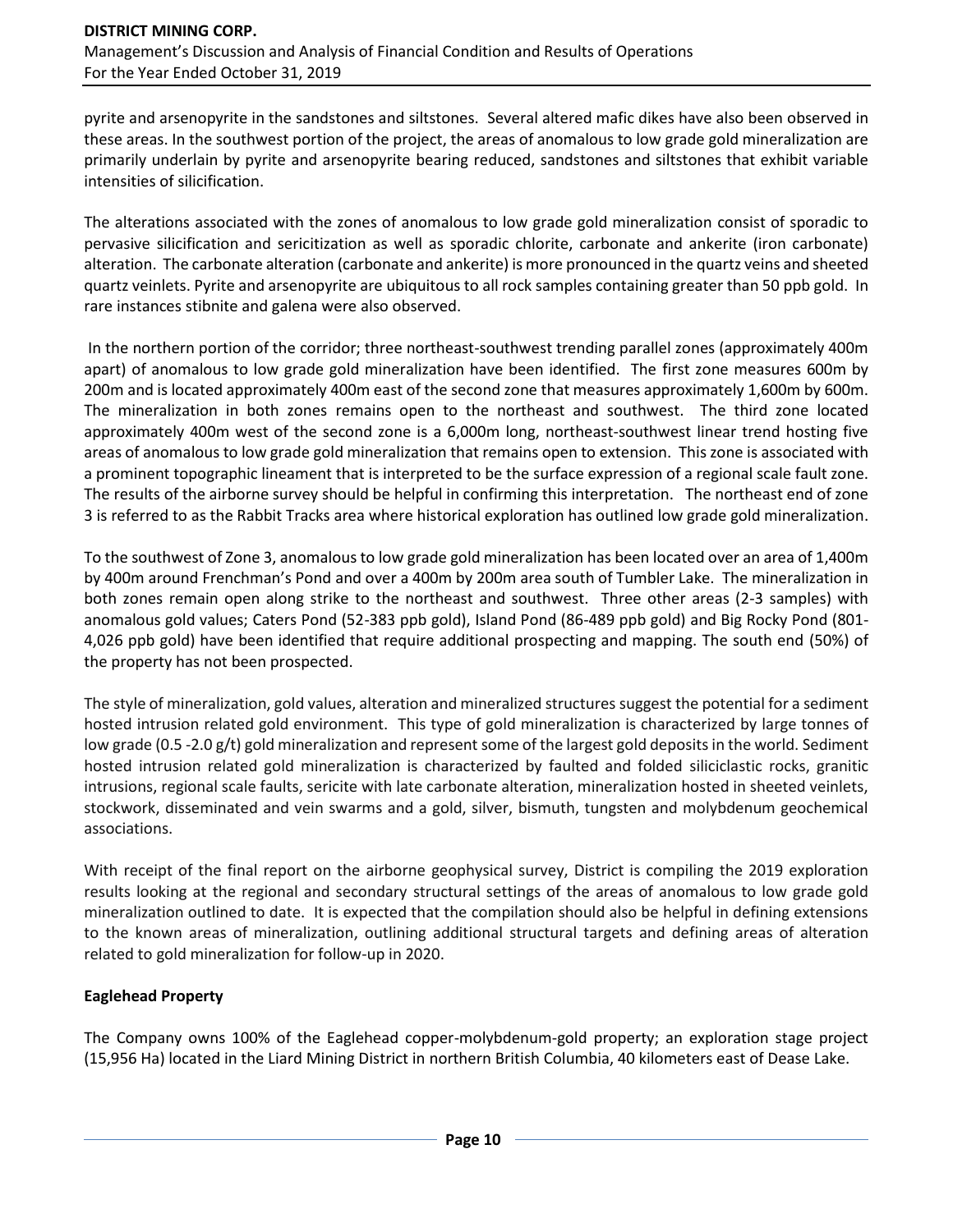pyrite and arsenopyrite in the sandstones and siltstones. Several altered mafic dikes have also been observed in these areas. In the southwest portion of the project, the areas of anomalous to low grade gold mineralization are primarily underlain by pyrite and arsenopyrite bearing reduced, sandstones and siltstones that exhibit variable intensities of silicification.

The alterations associated with the zones of anomalous to low grade gold mineralization consist of sporadic to pervasive silicification and sericitization as well as sporadic chlorite, carbonate and ankerite (iron carbonate) alteration. The carbonate alteration (carbonate and ankerite) is more pronounced in the quartz veins and sheeted quartz veinlets. Pyrite and arsenopyrite are ubiquitous to all rock samples containing greater than 50 ppb gold. In rare instances stibnite and galena were also observed.

In the northern portion of the corridor; three northeast-southwest trending parallel zones (approximately 400m apart) of anomalous to low grade gold mineralization have been identified. The first zone measures 600m by 200m and is located approximately 400m east of the second zone that measures approximately 1,600m by 600m. The mineralization in both zones remains open to the northeast and southwest. The third zone located approximately 400m west of the second zone is a 6,000m long, northeast-southwest linear trend hosting five areas of anomalous to low grade gold mineralization that remains open to extension. This zone is associated with a prominent topographic lineament that is interpreted to be the surface expression of a regional scale fault zone. The results of the airborne survey should be helpful in confirming this interpretation. The northeast end of zone 3 is referred to as the Rabbit Tracks area where historical exploration has outlined low grade gold mineralization.

To the southwest of Zone 3, anomalous to low grade gold mineralization has been located over an area of 1,400m by 400m around Frenchman's Pond and over a 400m by 200m area south of Tumbler Lake. The mineralization in both zones remain open along strike to the northeast and southwest. Three other areas (2-3 samples) with anomalous gold values; Caters Pond (52-383 ppb gold), Island Pond (86-489 ppb gold) and Big Rocky Pond (801-4,026 ppb gold) have been identified that require additional prospecting and mapping. The south end (50%) of the property has not been prospected.

The style of mineralization, gold values, alteration and mineralized structures suggest the potential for a sediment hosted intrusion related gold environment. This type of gold mineralization is characterized by large tonnes of low grade (0.5 -2.0 g/t) gold mineralization and represent some of the largest gold deposits in the world. Sediment hosted intrusion related gold mineralization is characterized by faulted and folded siliciclastic rocks, granitic intrusions, regional scale faults, sericite with late carbonate alteration, mineralization hosted in sheeted veinlets, stockwork, disseminated and vein swarms and a gold, silver, bismuth, tungsten and molybdenum geochemical associations.

With receipt of the final report on the airborne geophysical survey, District is compiling the 2019 exploration results looking at the regional and secondary structural settings of the areas of anomalous to low grade gold mineralization outlined to date. It is expected that the compilation should also be helpful in defining extensions to the known areas of mineralization, outlining additional structural targets and defining areas of alteration related to gold mineralization for follow-up in 2020.

**Eaglehead Property**

The Company owns 100% of the Eaglehead copper-molybdenum-gold property; an exploration stage project (15,956 Ha) located in the Liard Mining District in northern British Columbia, 40 kilometers east of Dease Lake.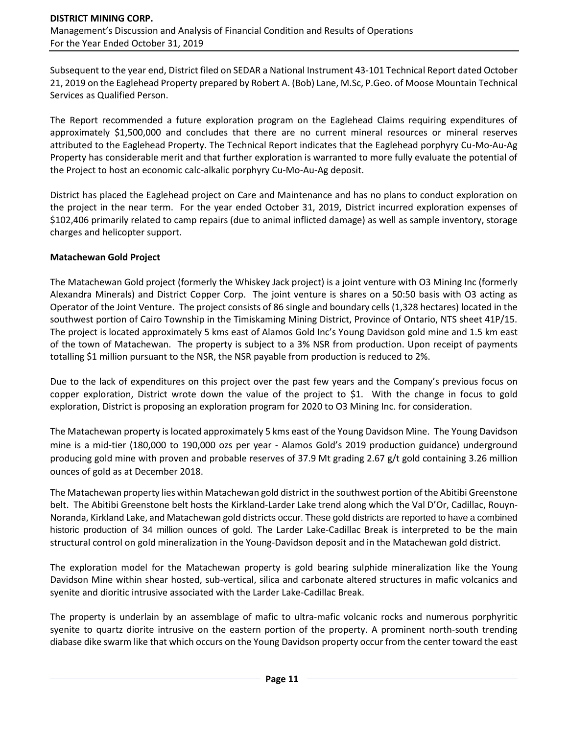Subsequent to the year end, District filed on SEDAR a National Instrument 43-101 Technical Report dated October 21, 2019 on the Eaglehead Property prepared by Robert A. (Bob) Lane, M.Sc, P.Geo. of Moose Mountain Technical Services as Qualified Person.

The Report recommended a future exploration program on the Eaglehead Claims requiring expenditures of approximately $1,500,000 and concludes that there are no current mineral resources or mineral reserves attributed to the Eaglehead Property. The Technical Report indicates that the Eaglehead porphyry Cu-Mo-Au-Ag Property has considerable merit and that further exploration is warranted to more fully evaluate the potential of the Project to host an economic calc-alkalic porphyry Cu-Mo-Au-Ag deposit.

District has placed the Eaglehead project on Care and Maintenance and has no plans to conduct exploration on the project in the near term. For the year ended October 31, 2019, District incurred exploration expenses of $102,406 primarily related to camp repairs (due to animal inflicted damage) as well as sample inventory, storage charges and helicopter support.

**Matachewan Gold Project**

The Matachewan Gold project (formerly the Whiskey Jack project) is a joint venture with O3 Mining Inc (formerly Alexandra Minerals) and District Copper Corp. The joint venture is shares on a 50:50 basis with O3 acting as Operator of the Joint Venture. The project consists of 86 single and boundary cells (1,328 hectares) located in the southwest portion of Cairo Township in the Timiskaming Mining District, Province of Ontario, NTS sheet 41P/15. The project is located approximately 5 kms east of Alamos Gold Inc's Young Davidson gold mine and 1.5 km east of the town of Matachewan. The property is subject to a 3% NSR from production. Upon receipt of payments totalling $1 million pursuant to the NSR, the NSR payable from production is reduced to 2%.

Due to the lack of expenditures on this project over the past few years and the Company's previous focus on copper exploration, District wrote down the value of the project to $1. With the change in focus to gold exploration, District is proposing an exploration program for 2020 to O3 Mining Inc. for consideration.

The Matachewan property is located approximately 5 kms east of the Young Davidson Mine. The Young Davidson mine is a mid-tier (180,000 to 190,000 ozs per year - Alamos Gold's 2019 production guidance) underground producing gold mine with proven and probable reserves of 37.9 Mt grading 2.67 g/t gold containing 3.26 million ounces of gold as at December 2018.

The Matachewan property lies within Matachewan gold district in the southwest portion of the Abitibi Greenstone belt. The Abitibi Greenstone belt hosts the Kirkland-Larder Lake trend along which the Val D'Or, Cadillac, Rouyn-Noranda, Kirkland Lake, and Matachewan gold districts occur. These gold districts are reported to have a combined historic production of 34 million ounces of gold. The Larder Lake-Cadillac Break is interpreted to be the main structural control on gold mineralization in the Young-Davidson deposit and in the Matachewan gold district.

The exploration model for the Matachewan property is gold bearing sulphide mineralization like the Young Davidson Mine within shear hosted, sub-vertical, silica and carbonate altered structures in mafic volcanics and syenite and dioritic intrusive associated with the Larder Lake-Cadillac Break.

The property is underlain by an assemblage of mafic to ultra-mafic volcanic rocks and numerous porphyritic syenite to quartz diorite intrusive on the eastern portion of the property. A prominent north-south trending diabase dike swarm like that which occurs on the Young Davidson property occur from the center toward the east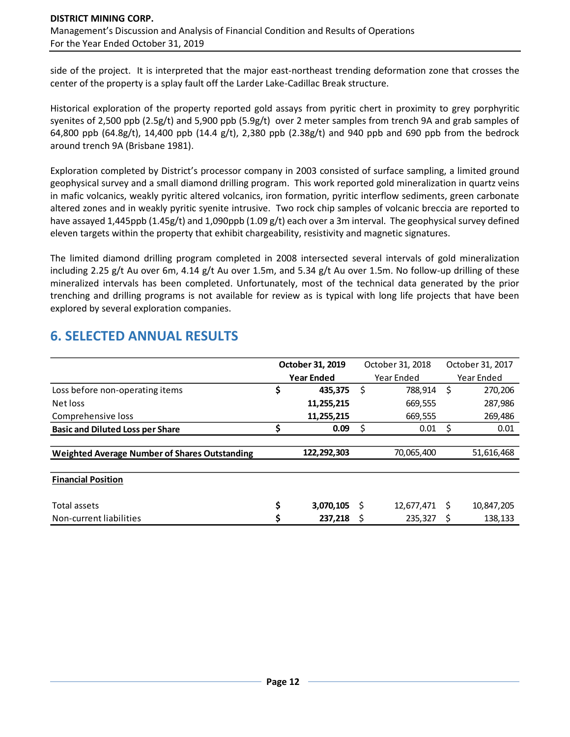side of the project. It is interpreted that the major east-northeast trending deformation zone that crosses the center of the property is a splay fault off the Larder Lake-Cadillac Break structure.

Historical exploration of the property reported gold assays from pyritic chert in proximity to grey porphyritic syenites of 2,500 ppb (2.5g/t) and 5,900 ppb (5.9g/t) over 2 meter samples from trench 9A and grab samples of 64,800 ppb (64.8g/t), 14,400 ppb (14.4 g/t), 2,380 ppb (2.38g/t) and 940 ppb and 690 ppb from the bedrock around trench 9A (Brisbane 1981).

Exploration completed by District's processor company in 2003 consisted of surface sampling, a limited ground geophysical survey and a small diamond drilling program. This work reported gold mineralization in quartz veins in mafic volcanics, weakly pyritic altered volcanics, iron formation, pyritic interflow sediments, green carbonate altered zones and in weakly pyritic syenite intrusive. Two rock chip samples of volcanic breccia are reported to have assayed 1,445ppb (1.45g/t) and 1,090ppb (1.09 g/t) each over a 3m interval. The geophysical survey defined eleven targets within the property that exhibit chargeability, resistivity and magnetic signatures.

The limited diamond drilling program completed in 2008 intersected several intervals of gold mineralization including 2.25 g/t Au over 6m, 4.14 g/t Au over 1.5m, and 5.34 g/t Au over 1.5m. No follow-up drilling of these mineralized intervals has been completed. Unfortunately, most of the technical data generated by the prior trenching and drilling programs is not available for review as is typical with long life projects that have been explored by several exploration companies.

## 6. SELECTED ANNUAL RESULTS

| | **October 31, 2019 Year Ended** | October 31, 2018 Year Ended | October 31, 2017 Year Ended |
|---|---|---|---|
| Loss before non-operating items | **$ 435,375** | $ 788,914 | $ 270,206 |
| Net loss | **11,255,215** | 669,555 | 287,986 |
| Comprehensive loss | **11,255,215** | 669,555 | 269,486 |
| **Basic and Diluted Loss per Share** | **$ 0.09** | $ 0.01 | $ 0.01 |
| **Weighted Average Number of Shares Outstanding** | **122,292,303** | 70,065,400 | 51,616,468 |
| **Financial Position** | | | |
| Total assets | **$ 3,070,105** | $ 12,677,471 | $ 10,847,205 |
| Non-current liabilities | **$ 237,218** | $ 235,327 | $ 138,133 |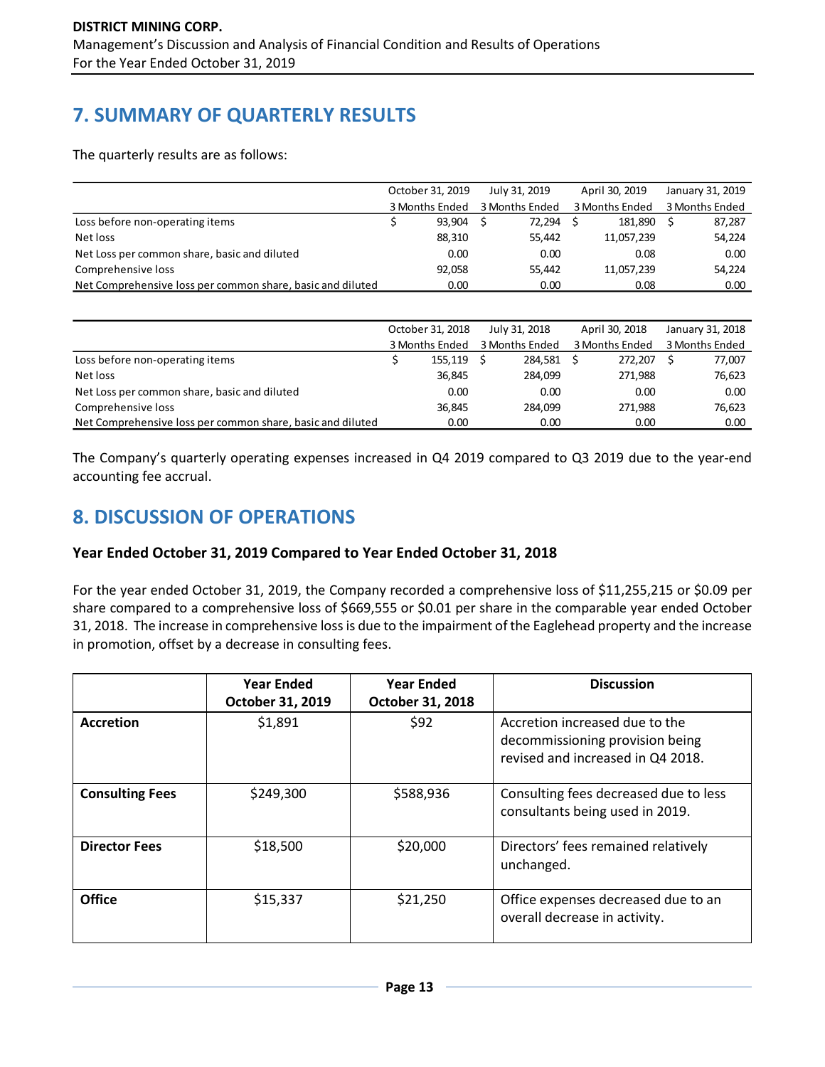## 7. SUMMARY OF QUARTERLY RESULTS

The quarterly results are as follows:

| | October 31, 2019<br>3 Months Ended | July 31, 2019<br>3 Months Ended | April 30, 2019<br>3 Months Ended | January 31, 2019<br>3 Months Ended |
|---|---|---|---|---|
| Loss before non-operating items | $ 93,904 | $ 72,294 | $ 181,890 | $ 87,287 |
| Net loss | 88,310 | 55,442 | 11,057,239 | 54,224 |
| Net Loss per common share, basic and diluted | 0.00 | 0.00 | 0.08 | 0.00 |
| Comprehensive loss | 92,058 | 55,442 | 11,057,239 | 54,224 |
| Net Comprehensive loss per common share, basic and diluted | 0.00 | 0.00 | 0.08 | 0.00 |

| | October 31, 2018<br>3 Months Ended | July 31, 2018<br>3 Months Ended | April 30, 2018<br>3 Months Ended | January 31, 2018<br>3 Months Ended |
|---|---|---|---|---|
| Loss before non-operating items | $ 155,119 | $ 284,581 | $ 272,207 | $ 77,007 |
| Net loss | 36,845 | 284,099 | 271,988 | 76,623 |
| Net Loss per common share, basic and diluted | 0.00 | 0.00 | 0.00 | 0.00 |
| Comprehensive loss | 36,845 | 284,099 | 271,988 | 76,623 |
| Net Comprehensive loss per common share, basic and diluted | 0.00 | 0.00 | 0.00 | 0.00 |

The Company's quarterly operating expenses increased in Q4 2019 compared to Q3 2019 due to the year-end accounting fee accrual.

## 8. DISCUSSION OF OPERATIONS

### Year Ended October 31, 2019 Compared to Year Ended October 31, 2018

For the year ended October 31, 2019, the Company recorded a comprehensive loss of $11,255,215 or $0.09 per share compared to a comprehensive loss of $669,555 or $0.01 per share in the comparable year ended October 31, 2018. The increase in comprehensive loss is due to the impairment of the Eaglehead property and the increase in promotion, offset by a decrease in consulting fees.

| | Year Ended October 31, 2019 | Year Ended October 31, 2018 | Discussion |
|---|---|---|---|
| **Accretion** | $1,891 | $92 | Accretion increased due to the decommissioning provision being revised and increased in Q4 2018. |
| **Consulting Fees** | $249,300 | $588,936 | Consulting fees decreased due to less consultants being used in 2019. |
| **Director Fees** | $18,500 | $20,000 | Directors' fees remained relatively unchanged. |
| **Office** | $15,337 | $21,250 | Office expenses decreased due to an overall decrease in activity. |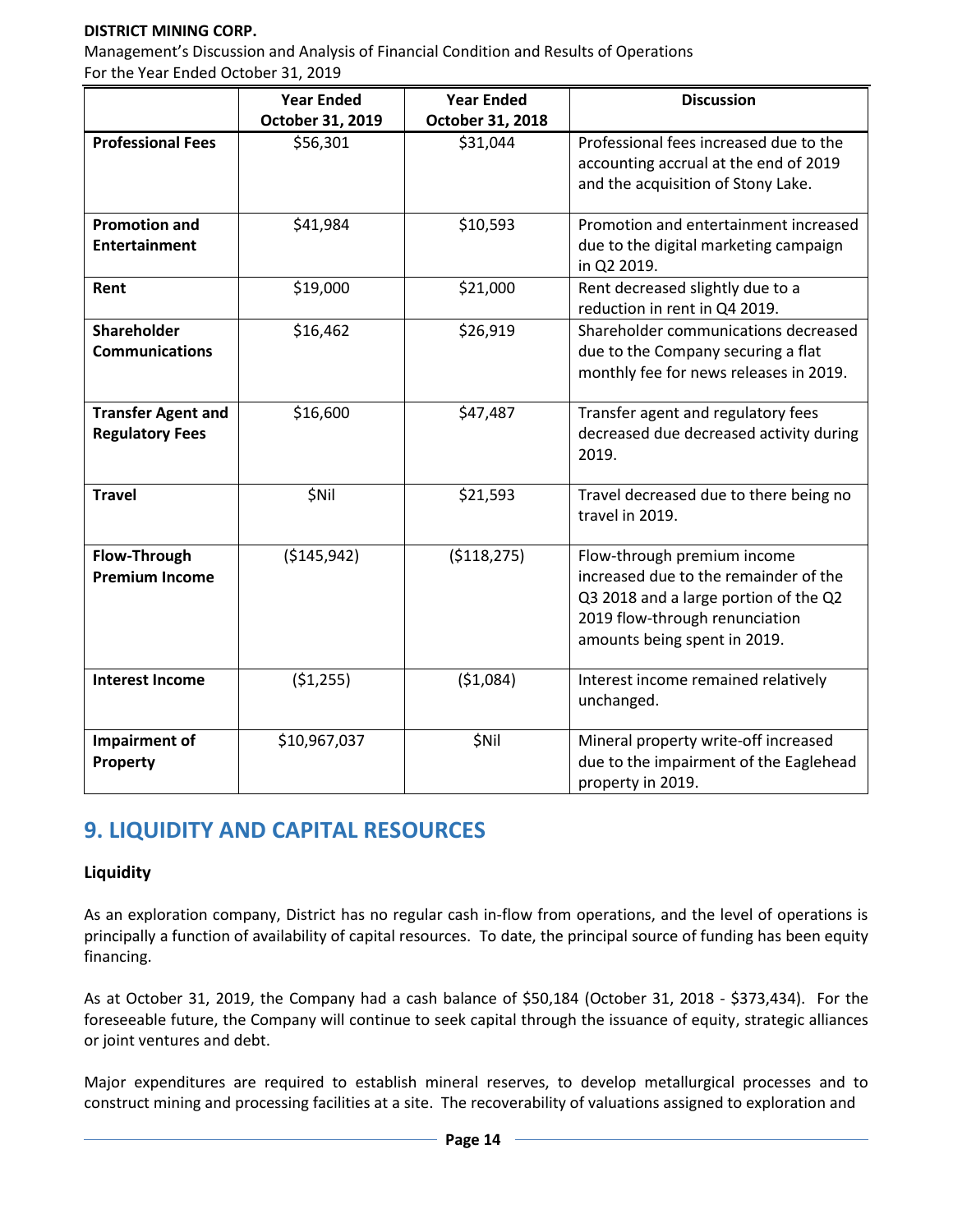| | Year Ended October 31, 2019 | Year Ended October 31, 2018 | Discussion |
|---|---|---|---|
| **Professional Fees** | $56,301 | $31,044 | Professional fees increased due to the accounting accrual at the end of 2019 and the acquisition of Stony Lake. |
| **Promotion and Entertainment** | $41,984 | $10,593 | Promotion and entertainment increased due to the digital marketing campaign in Q2 2019. |
| **Rent** | $19,000 | $21,000 | Rent decreased slightly due to a reduction in rent in Q4 2019. |
| **Shareholder Communications** | $16,462 | $26,919 | Shareholder communications decreased due to the Company securing a flat monthly fee for news releases in 2019. |
| **Transfer Agent and Regulatory Fees** | $16,600 | $47,487 | Transfer agent and regulatory fees decreased due decreased activity during 2019. |
| **Travel** | $Nil | $21,593 | Travel decreased due to there being no travel in 2019. |
| **Flow-Through Premium Income** | ($145,942) | ($118,275) | Flow-through premium income increased due to the remainder of the Q3 2018 and a large portion of the Q2 2019 flow-through renunciation amounts being spent in 2019. |
| **Interest Income** | ($1,255) | ($1,084) | Interest income remained relatively unchanged. |
| **Impairment of Property** | $10,967,037 | $Nil | Mineral property write-off increased due to the impairment of the Eaglehead property in 2019. |

## 9. LIQUIDITY AND CAPITAL RESOURCES

### Liquidity

As an exploration company, District has no regular cash in-flow from operations, and the level of operations is principally a function of availability of capital resources. To date, the principal source of funding has been equity financing.

As at October 31, 2019, the Company had a cash balance of $50,184 (October 31, 2018 - $373,434). For the foreseeable future, the Company will continue to seek capital through the issuance of equity, strategic alliances or joint ventures and debt.

Major expenditures are required to establish mineral reserves, to develop metallurgical processes and to construct mining and processing facilities at a site. The recoverability of valuations assigned to exploration and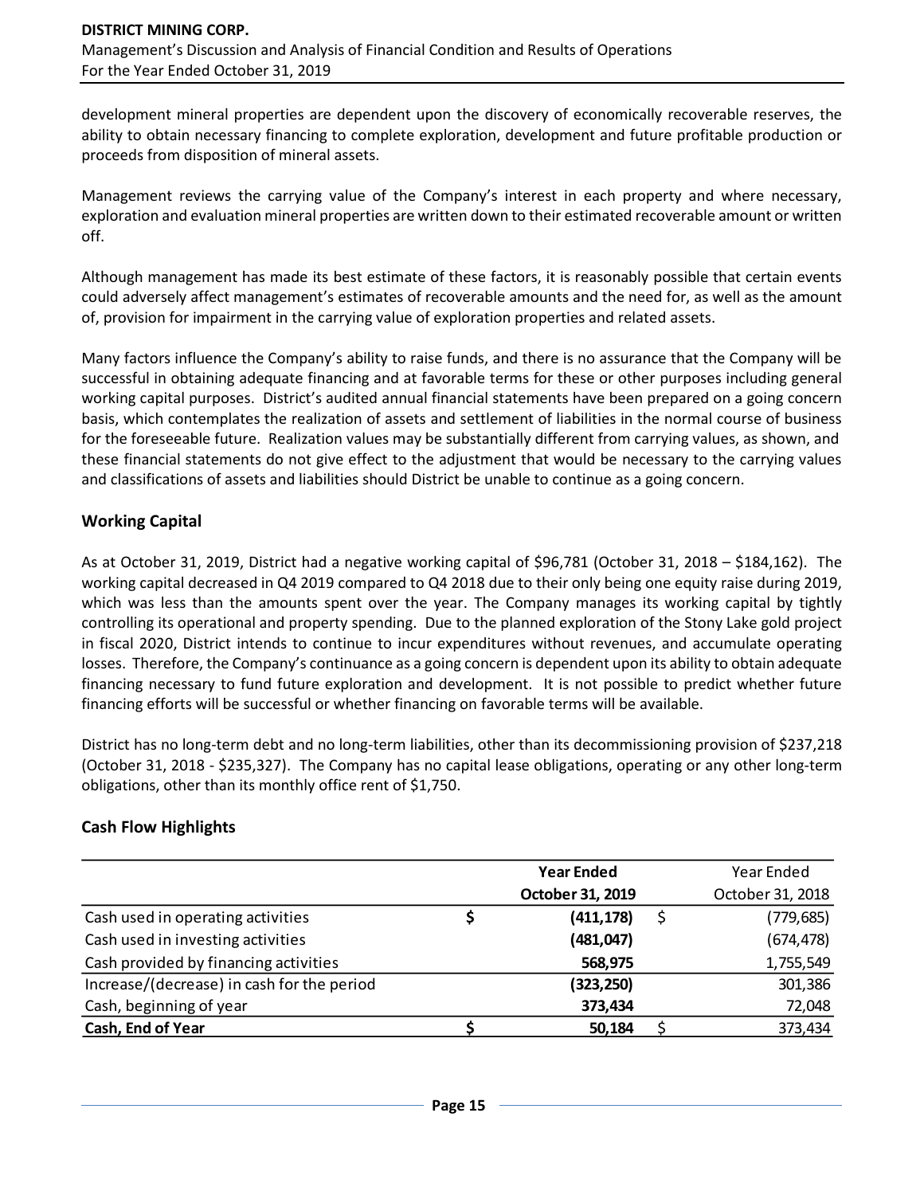development mineral properties are dependent upon the discovery of economically recoverable reserves, the ability to obtain necessary financing to complete exploration, development and future profitable production or proceeds from disposition of mineral assets.

Management reviews the carrying value of the Company's interest in each property and where necessary, exploration and evaluation mineral properties are written down to their estimated recoverable amount or written off.

Although management has made its best estimate of these factors, it is reasonably possible that certain events could adversely affect management's estimates of recoverable amounts and the need for, as well as the amount of, provision for impairment in the carrying value of exploration properties and related assets.

Many factors influence the Company's ability to raise funds, and there is no assurance that the Company will be successful in obtaining adequate financing and at favorable terms for these or other purposes including general working capital purposes. District's audited annual financial statements have been prepared on a going concern basis, which contemplates the realization of assets and settlement of liabilities in the normal course of business for the foreseeable future. Realization values may be substantially different from carrying values, as shown, and these financial statements do not give effect to the adjustment that would be necessary to the carrying values and classifications of assets and liabilities should District be unable to continue as a going concern.

## Working Capital

As at October 31, 2019, District had a negative working capital of $96,781 (October 31, 2018 – $184,162). The working capital decreased in Q4 2019 compared to Q4 2018 due to their only being one equity raise during 2019, which was less than the amounts spent over the year. The Company manages its working capital by tightly controlling its operational and property spending. Due to the planned exploration of the Stony Lake gold project in fiscal 2020, District intends to continue to incur expenditures without revenues, and accumulate operating losses. Therefore, the Company's continuance as a going concern is dependent upon its ability to obtain adequate financing necessary to fund future exploration and development. It is not possible to predict whether future financing efforts will be successful or whether financing on favorable terms will be available.

District has no long-term debt and no long-term liabilities, other than its decommissioning provision of $237,218 (October 31, 2018 - $235,327). The Company has no capital lease obligations, operating or any other long-term obligations, other than its monthly office rent of $1,750.

## Cash Flow Highlights

| | **Year Ended October 31, 2019** | Year Ended October 31, 2018 |
|---|---|---|
| Cash used in operating activities | $ **(411,178)** | $ (779,685) |
| Cash used in investing activities | **(481,047)** | (674,478) |
| Cash provided by financing activities | **568,975** | 1,755,549 |
| Increase/(decrease) in cash for the period | **(323,250)** | 301,386 |
| Cash, beginning of year | **373,434** | 72,048 |
| **Cash, End of Year** | **$ 50,184** | $ 373,434 |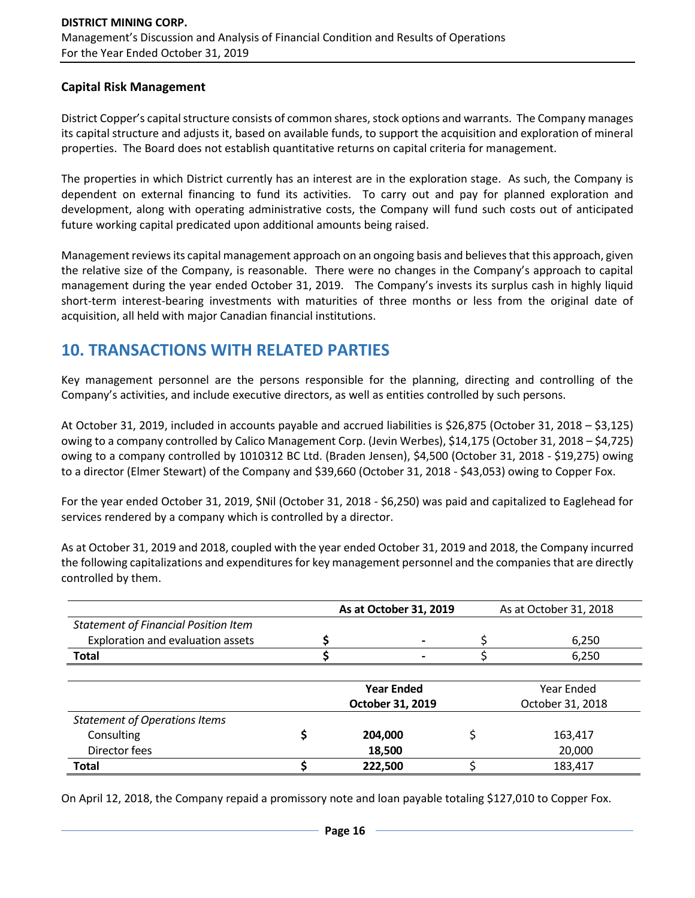### Capital Risk Management

District Copper's capital structure consists of common shares, stock options and warrants. The Company manages its capital structure and adjusts it, based on available funds, to support the acquisition and exploration of mineral properties. The Board does not establish quantitative returns on capital criteria for management.

The properties in which District currently has an interest are in the exploration stage. As such, the Company is dependent on external financing to fund its activities. To carry out and pay for planned exploration and development, along with operating administrative costs, the Company will fund such costs out of anticipated future working capital predicated upon additional amounts being raised.

Management reviews its capital management approach on an ongoing basis and believes that this approach, given the relative size of the Company, is reasonable. There were no changes in the Company's approach to capital management during the year ended October 31, 2019. The Company's invests its surplus cash in highly liquid short-term interest-bearing investments with maturities of three months or less from the original date of acquisition, all held with major Canadian financial institutions.

## 10. TRANSACTIONS WITH RELATED PARTIES

Key management personnel are the persons responsible for the planning, directing and controlling of the Company's activities, and include executive directors, as well as entities controlled by such persons.

At October 31, 2019, included in accounts payable and accrued liabilities is $26,875 (October 31, 2018 – $3,125) owing to a company controlled by Calico Management Corp. (Jevin Werbes), $14,175 (October 31, 2018 – $4,725) owing to a company controlled by 1010312 BC Ltd. (Braden Jensen), $4,500 (October 31, 2018 - $19,275) owing to a director (Elmer Stewart) of the Company and $39,660 (October 31, 2018 - $43,053) owing to Copper Fox.

For the year ended October 31, 2019, $Nil (October 31, 2018 - $6,250) was paid and capitalized to Eaglehead for services rendered by a company which is controlled by a director.

As at October 31, 2019 and 2018, coupled with the year ended October 31, 2019 and 2018, the Company incurred the following capitalizations and expenditures for key management personnel and the companies that are directly controlled by them.

| | **As at October 31, 2019** | As at October 31, 2018 |
|---|---|---|
| *Statement of Financial Position Item* | | |
| Exploration and evaluation assets | $ - | $ 6,250 |
| **Total** | **$ -** | $ 6,250 |

| | **Year Ended October 31, 2019** | Year Ended October 31, 2018 |
|---|---|---|
| *Statement of Operations Items* | | |
| Consulting | **$ 204,000** | $ 163,417 |
| Director fees | **18,500** | 20,000 |
| **Total** | **$ 222,500** | $ 183,417 |

On April 12, 2018, the Company repaid a promissory note and loan payable totaling $127,010 to Copper Fox.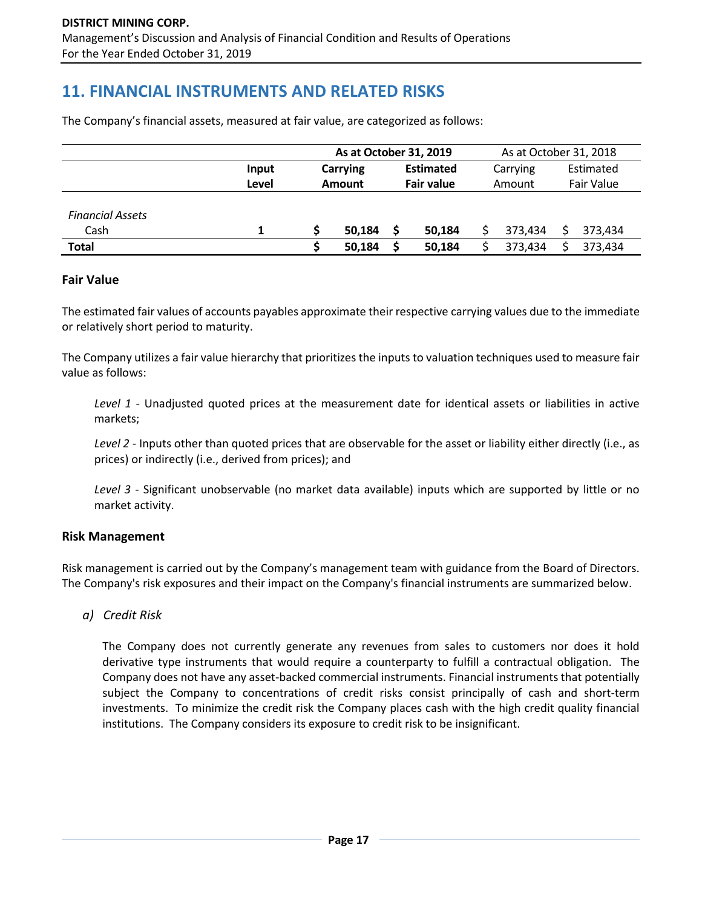## 11. FINANCIAL INSTRUMENTS AND RELATED RISKS

The Company's financial assets, measured at fair value, are categorized as follows:

| | | **As at October 31, 2019** | | As at October 31, 2018 | |
|---|---|---|---|---|---|
| | **Input Level** | **Carrying Amount** | **Estimated Fair value** | Carrying Amount | Estimated Fair Value |
| *Financial Assets* | | | | | |
| Cash | **1** | **$ 50,184** | **$ 50,184** | $ 373,434 | $ 373,434 |
| **Total** | | **$ 50,184** | **$ 50,184** | $ 373,434 | $ 373,434 |

### Fair Value

The estimated fair values of accounts payables approximate their respective carrying values due to the immediate or relatively short period to maturity.

The Company utilizes a fair value hierarchy that prioritizes the inputs to valuation techniques used to measure fair value as follows:

*Level 1* - Unadjusted quoted prices at the measurement date for identical assets or liabilities in active markets;

*Level 2* - Inputs other than quoted prices that are observable for the asset or liability either directly (i.e., as prices) or indirectly (i.e., derived from prices); and

*Level 3* - Significant unobservable (no market data available) inputs which are supported by little or no market activity.

### Risk Management

Risk management is carried out by the Company's management team with guidance from the Board of Directors. The Company's risk exposures and their impact on the Company's financial instruments are summarized below.

*a) Credit Risk*

The Company does not currently generate any revenues from sales to customers nor does it hold derivative type instruments that would require a counterparty to fulfill a contractual obligation. The Company does not have any asset-backed commercial instruments. Financial instruments that potentially subject the Company to concentrations of credit risks consist principally of cash and short-term investments. To minimize the credit risk the Company places cash with the high credit quality financial institutions. The Company considers its exposure to credit risk to be insignificant.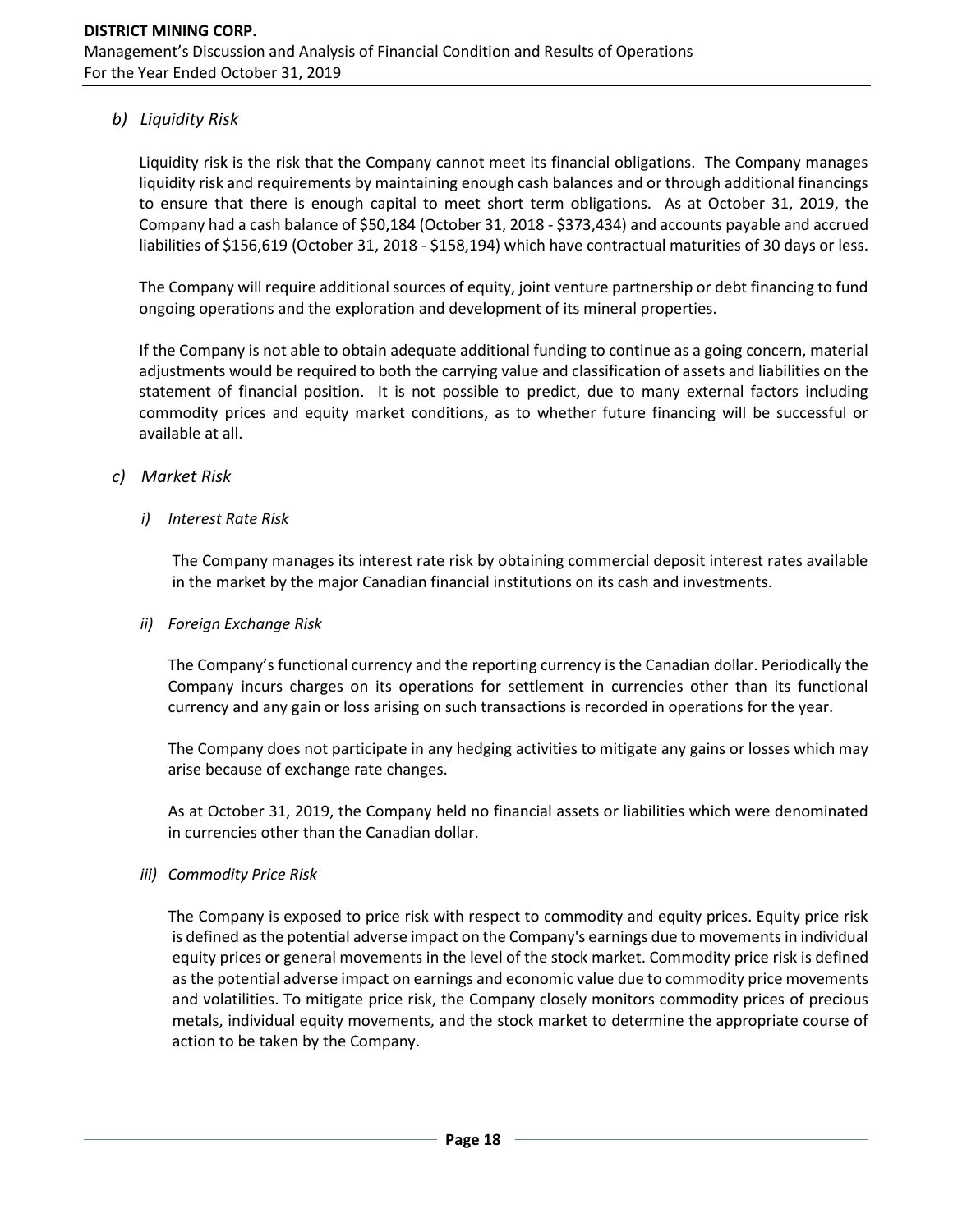## *b) Liquidity Risk*

Liquidity risk is the risk that the Company cannot meet its financial obligations. The Company manages liquidity risk and requirements by maintaining enough cash balances and or through additional financings to ensure that there is enough capital to meet short term obligations. As at October 31, 2019, the Company had a cash balance of $50,184 (October 31, 2018 - $373,434) and accounts payable and accrued liabilities of $156,619 (October 31, 2018 - $158,194) which have contractual maturities of 30 days or less.

The Company will require additional sources of equity, joint venture partnership or debt financing to fund ongoing operations and the exploration and development of its mineral properties.

If the Company is not able to obtain adequate additional funding to continue as a going concern, material adjustments would be required to both the carrying value and classification of assets and liabilities on the statement of financial position. It is not possible to predict, due to many external factors including commodity prices and equity market conditions, as to whether future financing will be successful or available at all.

## *c) Market Risk*

### *i) Interest Rate Risk*

The Company manages its interest rate risk by obtaining commercial deposit interest rates available in the market by the major Canadian financial institutions on its cash and investments.

### *ii) Foreign Exchange Risk*

The Company's functional currency and the reporting currency is the Canadian dollar. Periodically the Company incurs charges on its operations for settlement in currencies other than its functional currency and any gain or loss arising on such transactions is recorded in operations for the year.

The Company does not participate in any hedging activities to mitigate any gains or losses which may arise because of exchange rate changes.

As at October 31, 2019, the Company held no financial assets or liabilities which were denominated in currencies other than the Canadian dollar.

### *iii) Commodity Price Risk*

The Company is exposed to price risk with respect to commodity and equity prices. Equity price risk is defined as the potential adverse impact on the Company's earnings due to movements in individual equity prices or general movements in the level of the stock market. Commodity price risk is defined as the potential adverse impact on earnings and economic value due to commodity price movements and volatilities. To mitigate price risk, the Company closely monitors commodity prices of precious metals, individual equity movements, and the stock market to determine the appropriate course of action to be taken by the Company.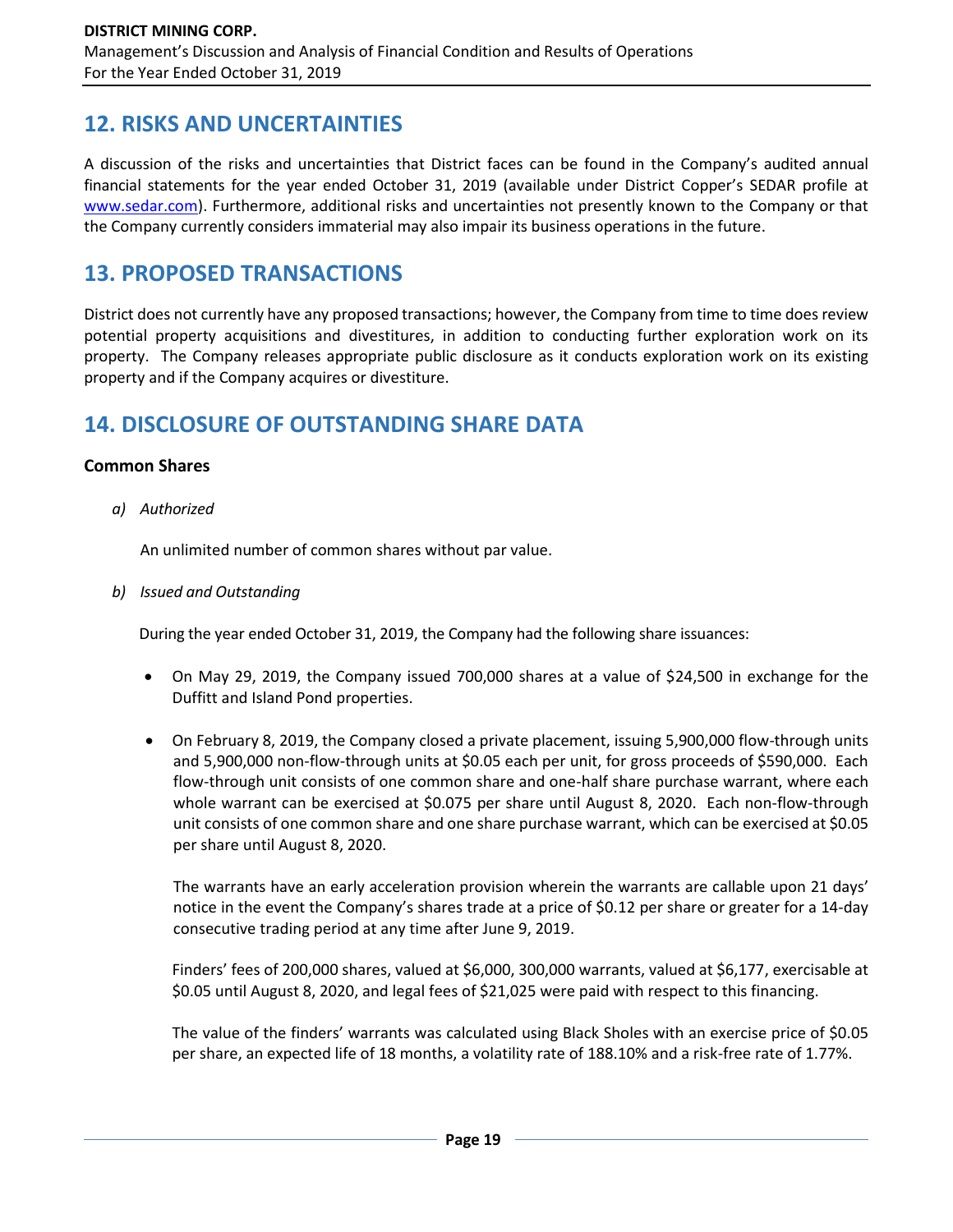## 12. RISKS AND UNCERTAINTIES

A discussion of the risks and uncertainties that District faces can be found in the Company's audited annual financial statements for the year ended October 31, 2019 (available under District Copper's SEDAR profile at [www.sedar.com](http://www.sedar.com)). Furthermore, additional risks and uncertainties not presently known to the Company or that the Company currently considers immaterial may also impair its business operations in the future.

## 13. PROPOSED TRANSACTIONS

District does not currently have any proposed transactions; however, the Company from time to time does review potential property acquisitions and divestitures, in addition to conducting further exploration work on its property. The Company releases appropriate public disclosure as it conducts exploration work on its existing property and if the Company acquires or divestiture.

## 14. DISCLOSURE OF OUTSTANDING SHARE DATA

### Common Shares

*a) Authorized*

An unlimited number of common shares without par value.

*b) Issued and Outstanding*

During the year ended October 31, 2019, the Company had the following share issuances:

- On May 29, 2019, the Company issued 700,000 shares at a value of $24,500 in exchange for the Duffitt and Island Pond properties.

- On February 8, 2019, the Company closed a private placement, issuing 5,900,000 flow-through units and 5,900,000 non-flow-through units at $0.05 each per unit, for gross proceeds of $590,000. Each flow-through unit consists of one common share and one-half share purchase warrant, where each whole warrant can be exercised at $0.075 per share until August 8, 2020. Each non-flow-through unit consists of one common share and one share purchase warrant, which can be exercised at $0.05 per share until August 8, 2020.

  The warrants have an early acceleration provision wherein the warrants are callable upon 21 days' notice in the event the Company's shares trade at a price of $0.12 per share or greater for a 14-day consecutive trading period at any time after June 9, 2019.

  Finders' fees of 200,000 shares, valued at $6,000, 300,000 warrants, valued at $6,177, exercisable at $0.05 until August 8, 2020, and legal fees of $21,025 were paid with respect to this financing.

  The value of the finders' warrants was calculated using Black Sholes with an exercise price of $0.05 per share, an expected life of 18 months, a volatility rate of 188.10% and a risk-free rate of 1.77%.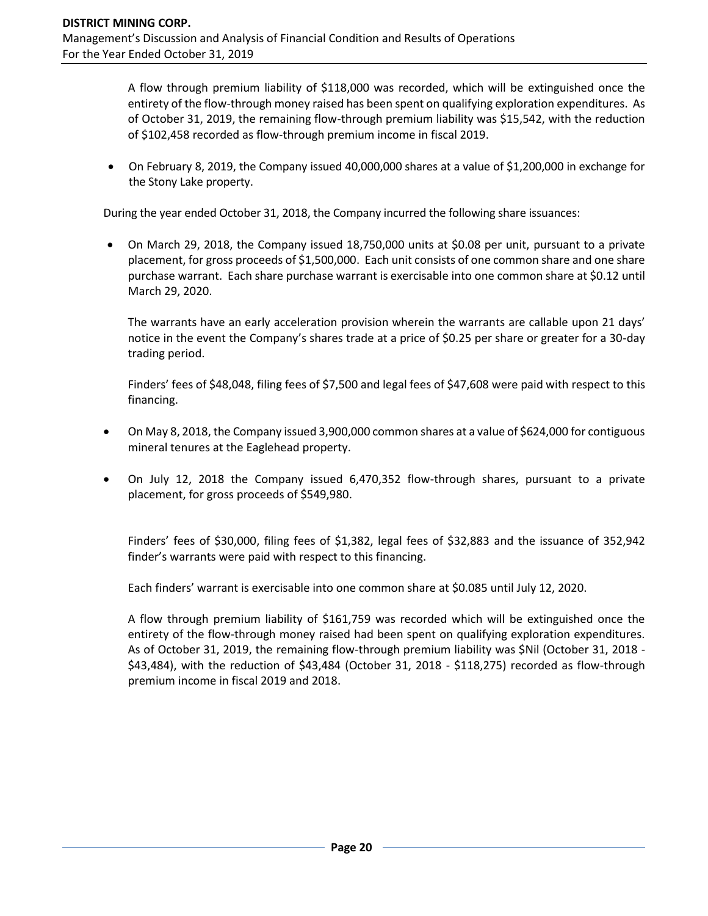A flow through premium liability of $118,000 was recorded, which will be extinguished once the entirety of the flow-through money raised has been spent on qualifying exploration expenditures. As of October 31, 2019, the remaining flow-through premium liability was $15,542, with the reduction of $102,458 recorded as flow-through premium income in fiscal 2019.

- On February 8, 2019, the Company issued 40,000,000 shares at a value of $1,200,000 in exchange for the Stony Lake property.

During the year ended October 31, 2018, the Company incurred the following share issuances:

- On March 29, 2018, the Company issued 18,750,000 units at $0.08 per unit, pursuant to a private placement, for gross proceeds of $1,500,000. Each unit consists of one common share and one share purchase warrant. Each share purchase warrant is exercisable into one common share at $0.12 until March 29, 2020.

  The warrants have an early acceleration provision wherein the warrants are callable upon 21 days' notice in the event the Company's shares trade at a price of $0.25 per share or greater for a 30-day trading period.

  Finders' fees of $48,048, filing fees of $7,500 and legal fees of $47,608 were paid with respect to this financing.

- On May 8, 2018, the Company issued 3,900,000 common shares at a value of $624,000 for contiguous mineral tenures at the Eaglehead property.

- On July 12, 2018 the Company issued 6,470,352 flow-through shares, pursuant to a private placement, for gross proceeds of $549,980.

  Finders' fees of $30,000, filing fees of $1,382, legal fees of $32,883 and the issuance of 352,942 finder's warrants were paid with respect to this financing.

  Each finders' warrant is exercisable into one common share at $0.085 until July 12, 2020.

  A flow through premium liability of $161,759 was recorded which will be extinguished once the entirety of the flow-through money raised had been spent on qualifying exploration expenditures. As of October 31, 2019, the remaining flow-through premium liability was $Nil (October 31, 2018 - $43,484), with the reduction of $43,484 (October 31, 2018 - $118,275) recorded as flow-through premium income in fiscal 2019 and 2018.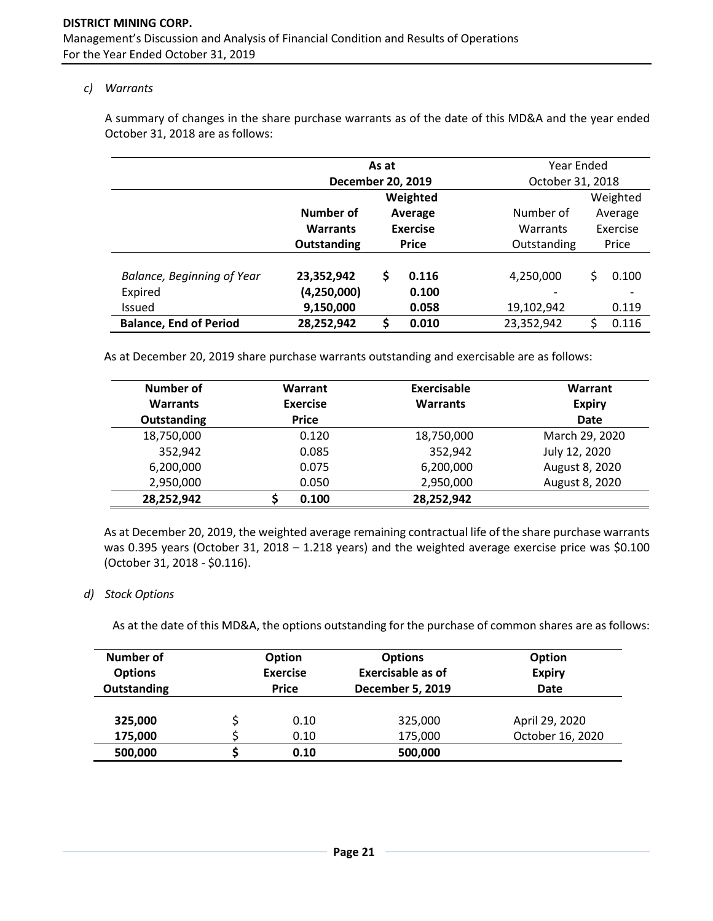c) *Warrants*

A summary of changes in the share purchase warrants as of the date of this MD&A and the year ended October 31, 2018 are as follows:

| | **As at December 20, 2019** | | Year Ended October 31, 2018 | |
|---|---|---|---|---|
| | **Number of Warrants Outstanding** | **Weighted Average Exercise Price** | Number of Warrants Outstanding | Weighted Average Exercise Price |
| *Balance, Beginning of Year* | **23,352,942** | **$ 0.116** | 4,250,000 | $ 0.100 |
| Expired | **(4,250,000)** | **0.100** | - | - |
| Issued | **9,150,000** | **0.058** | 19,102,942 | 0.119 |
| **Balance, End of Period** | **28,252,942** | **$ 0.010** | 23,352,942 | $ 0.116 |

As at December 20, 2019 share purchase warrants outstanding and exercisable are as follows:

| Number of Warrants Outstanding | Warrant Exercise Price | Exercisable Warrants | Warrant Expiry Date |
|---|---|---|---|
| 18,750,000 | 0.120 | 18,750,000 | March 29, 2020 |
| 352,942 | 0.085 | 352,942 | July 12, 2020 |
| 6,200,000 | 0.075 | 6,200,000 | August 8, 2020 |
| 2,950,000 | 0.050 | 2,950,000 | August 8, 2020 |
| **28,252,942** | **$ 0.100** | **28,252,942** | |

As at December 20, 2019, the weighted average remaining contractual life of the share purchase warrants was 0.395 years (October 31, 2018 – 1.218 years) and the weighted average exercise price was $0.100 (October 31, 2018 - $0.116).

d) *Stock Options*

As at the date of this MD&A, the options outstanding for the purchase of common shares are as follows:

| Number of Options Outstanding | Option Exercise Price | Options Exercisable as of December 5, 2019 | Option Expiry Date |
|---|---|---|---|
| **325,000** | $ 0.10 | 325,000 | April 29, 2020 |
| **175,000** | $ 0.10 | 175,000 | October 16, 2020 |
| **500,000** | **$ 0.10** | **500,000** | |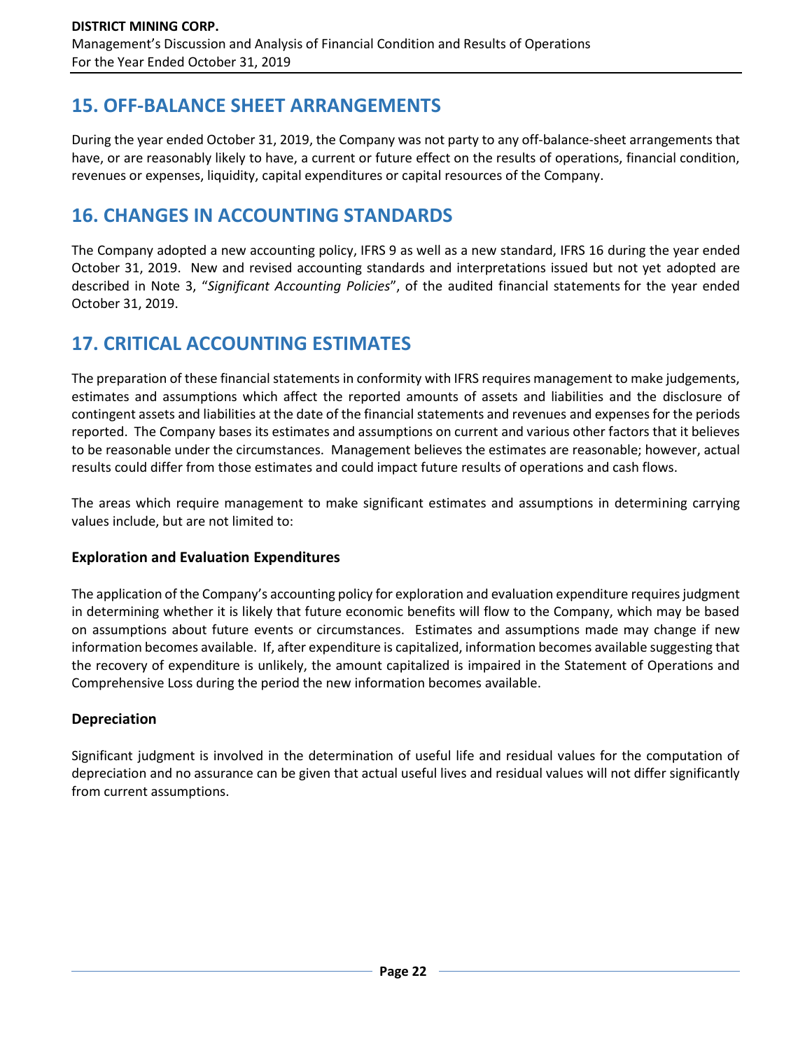## 15. OFF-BALANCE SHEET ARRANGEMENTS

During the year ended October 31, 2019, the Company was not party to any off-balance-sheet arrangements that have, or are reasonably likely to have, a current or future effect on the results of operations, financial condition, revenues or expenses, liquidity, capital expenditures or capital resources of the Company.

## 16. CHANGES IN ACCOUNTING STANDARDS

The Company adopted a new accounting policy, IFRS 9 as well as a new standard, IFRS 16 during the year ended October 31, 2019. New and revised accounting standards and interpretations issued but not yet adopted are described in Note 3, "*Significant Accounting Policies*", of the audited financial statements for the year ended October 31, 2019.

## 17. CRITICAL ACCOUNTING ESTIMATES

The preparation of these financial statements in conformity with IFRS requires management to make judgements, estimates and assumptions which affect the reported amounts of assets and liabilities and the disclosure of contingent assets and liabilities at the date of the financial statements and revenues and expenses for the periods reported. The Company bases its estimates and assumptions on current and various other factors that it believes to be reasonable under the circumstances. Management believes the estimates are reasonable; however, actual results could differ from those estimates and could impact future results of operations and cash flows.

The areas which require management to make significant estimates and assumptions in determining carrying values include, but are not limited to:

### Exploration and Evaluation Expenditures

The application of the Company's accounting policy for exploration and evaluation expenditure requires judgment in determining whether it is likely that future economic benefits will flow to the Company, which may be based on assumptions about future events or circumstances. Estimates and assumptions made may change if new information becomes available. If, after expenditure is capitalized, information becomes available suggesting that the recovery of expenditure is unlikely, the amount capitalized is impaired in the Statement of Operations and Comprehensive Loss during the period the new information becomes available.

### Depreciation

Significant judgment is involved in the determination of useful life and residual values for the computation of depreciation and no assurance can be given that actual useful lives and residual values will not differ significantly from current assumptions.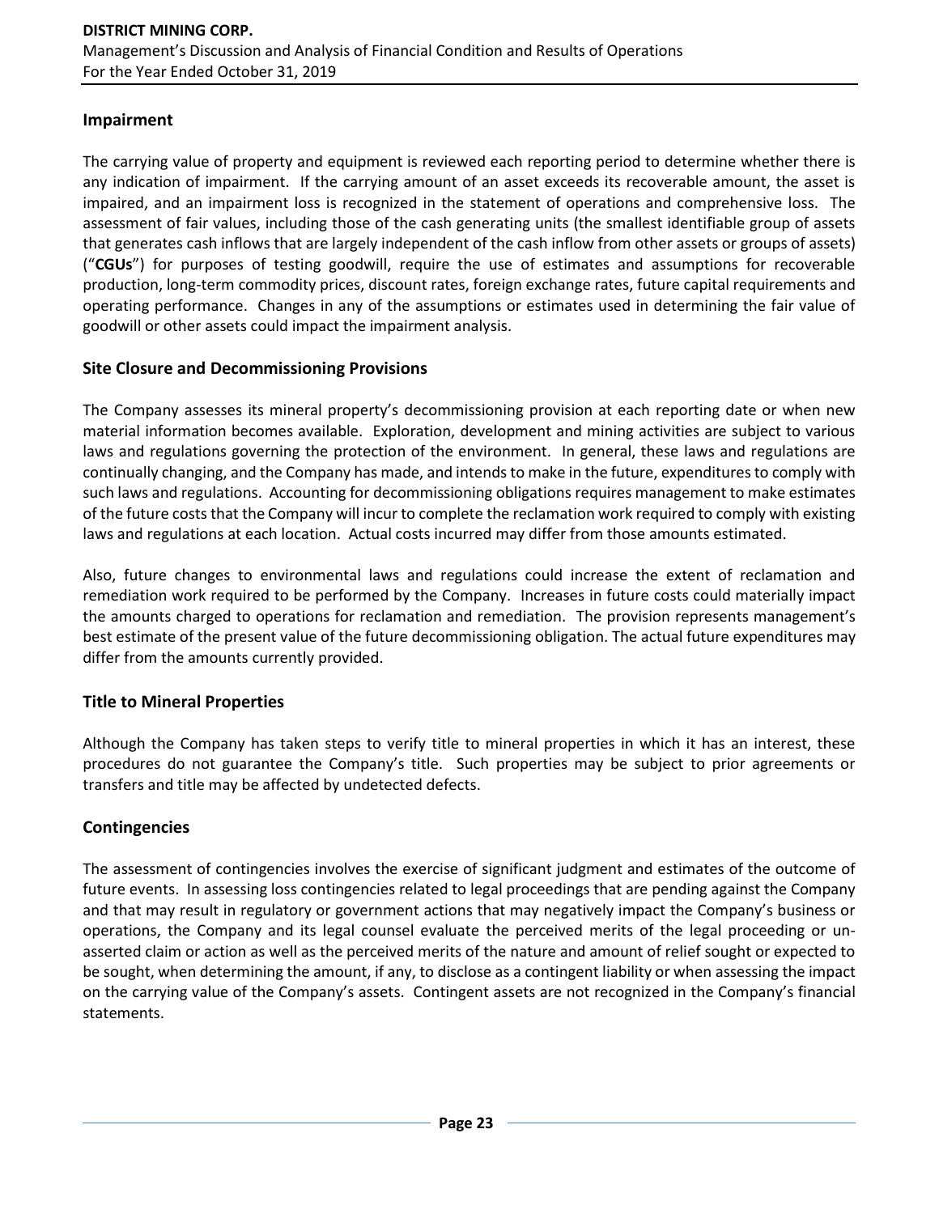## Impairment

The carrying value of property and equipment is reviewed each reporting period to determine whether there is any indication of impairment. If the carrying amount of an asset exceeds its recoverable amount, the asset is impaired, and an impairment loss is recognized in the statement of operations and comprehensive loss. The assessment of fair values, including those of the cash generating units (the smallest identifiable group of assets that generates cash inflows that are largely independent of the cash inflow from other assets or groups of assets) ("**CGUs**") for purposes of testing goodwill, require the use of estimates and assumptions for recoverable production, long-term commodity prices, discount rates, foreign exchange rates, future capital requirements and operating performance. Changes in any of the assumptions or estimates used in determining the fair value of goodwill or other assets could impact the impairment analysis.

## Site Closure and Decommissioning Provisions

The Company assesses its mineral property's decommissioning provision at each reporting date or when new material information becomes available. Exploration, development and mining activities are subject to various laws and regulations governing the protection of the environment. In general, these laws and regulations are continually changing, and the Company has made, and intends to make in the future, expenditures to comply with such laws and regulations. Accounting for decommissioning obligations requires management to make estimates of the future costs that the Company will incur to complete the reclamation work required to comply with existing laws and regulations at each location. Actual costs incurred may differ from those amounts estimated.

Also, future changes to environmental laws and regulations could increase the extent of reclamation and remediation work required to be performed by the Company. Increases in future costs could materially impact the amounts charged to operations for reclamation and remediation. The provision represents management's best estimate of the present value of the future decommissioning obligation. The actual future expenditures may differ from the amounts currently provided.

## Title to Mineral Properties

Although the Company has taken steps to verify title to mineral properties in which it has an interest, these procedures do not guarantee the Company's title. Such properties may be subject to prior agreements or transfers and title may be affected by undetected defects.

## Contingencies

The assessment of contingencies involves the exercise of significant judgment and estimates of the outcome of future events. In assessing loss contingencies related to legal proceedings that are pending against the Company and that may result in regulatory or government actions that may negatively impact the Company's business or operations, the Company and its legal counsel evaluate the perceived merits of the legal proceeding or un-asserted claim or action as well as the perceived merits of the nature and amount of relief sought or expected to be sought, when determining the amount, if any, to disclose as a contingent liability or when assessing the impact on the carrying value of the Company's assets. Contingent assets are not recognized in the Company's financial statements.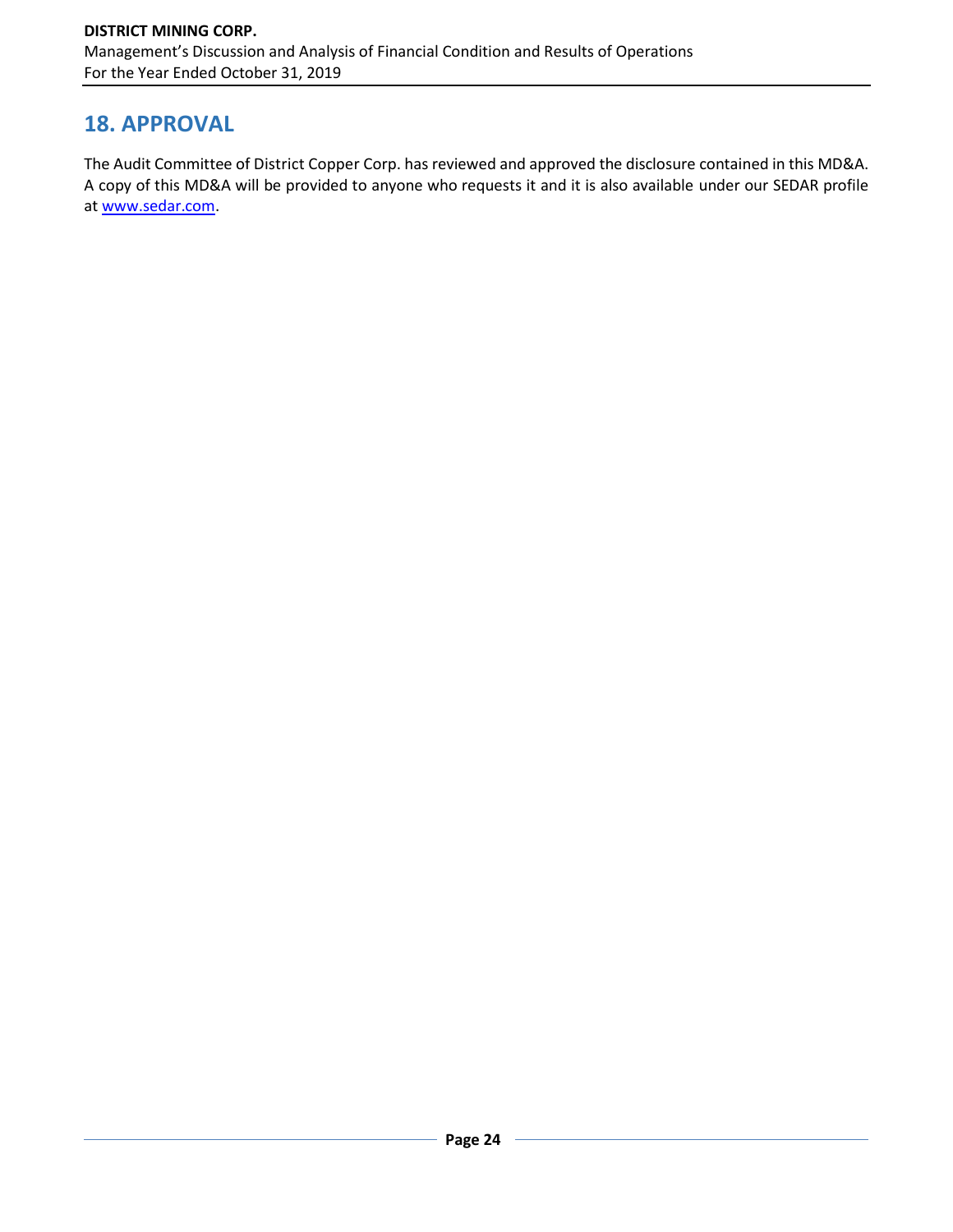## 18. APPROVAL

The Audit Committee of District Copper Corp. has reviewed and approved the disclosure contained in this MD&A. A copy of this MD&A will be provided to anyone who requests it and it is also available under our SEDAR profile at [www.sedar.com](http://www.sedar.com).